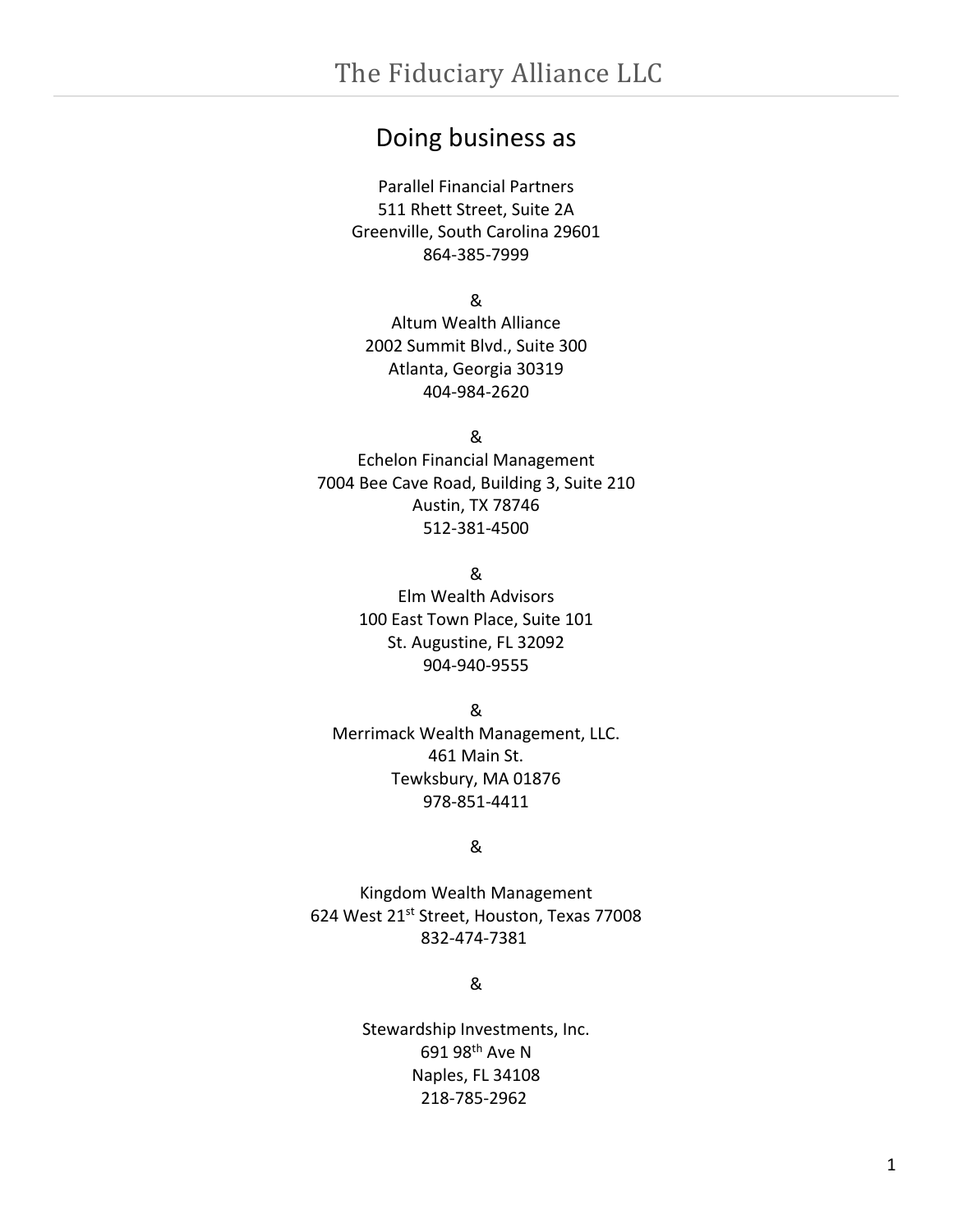# The Fiduciary Alliance LLC

## Doing business as

Parallel Financial Partners
511 Rhett Street, Suite 2A
Greenville, South Carolina 29601
864-385-7999

&

Altum Wealth Alliance
2002 Summit Blvd., Suite 300
Atlanta, Georgia 30319
404-984-2620

&

Echelon Financial Management
7004 Bee Cave Road, Building 3, Suite 210
Austin, TX 78746
512-381-4500

&

Elm Wealth Advisors
100 East Town Place, Suite 101
St. Augustine, FL 32092
904-940-9555

&

Merrimack Wealth Management, LLC.
461 Main St.
Tewksbury, MA 01876
978-851-4411

&

Kingdom Wealth Management
624 West 21st Street, Houston, Texas 77008
832-474-7381

&

Stewardship Investments, Inc.
691 98th Ave N
Naples, FL 34108
218-785-2962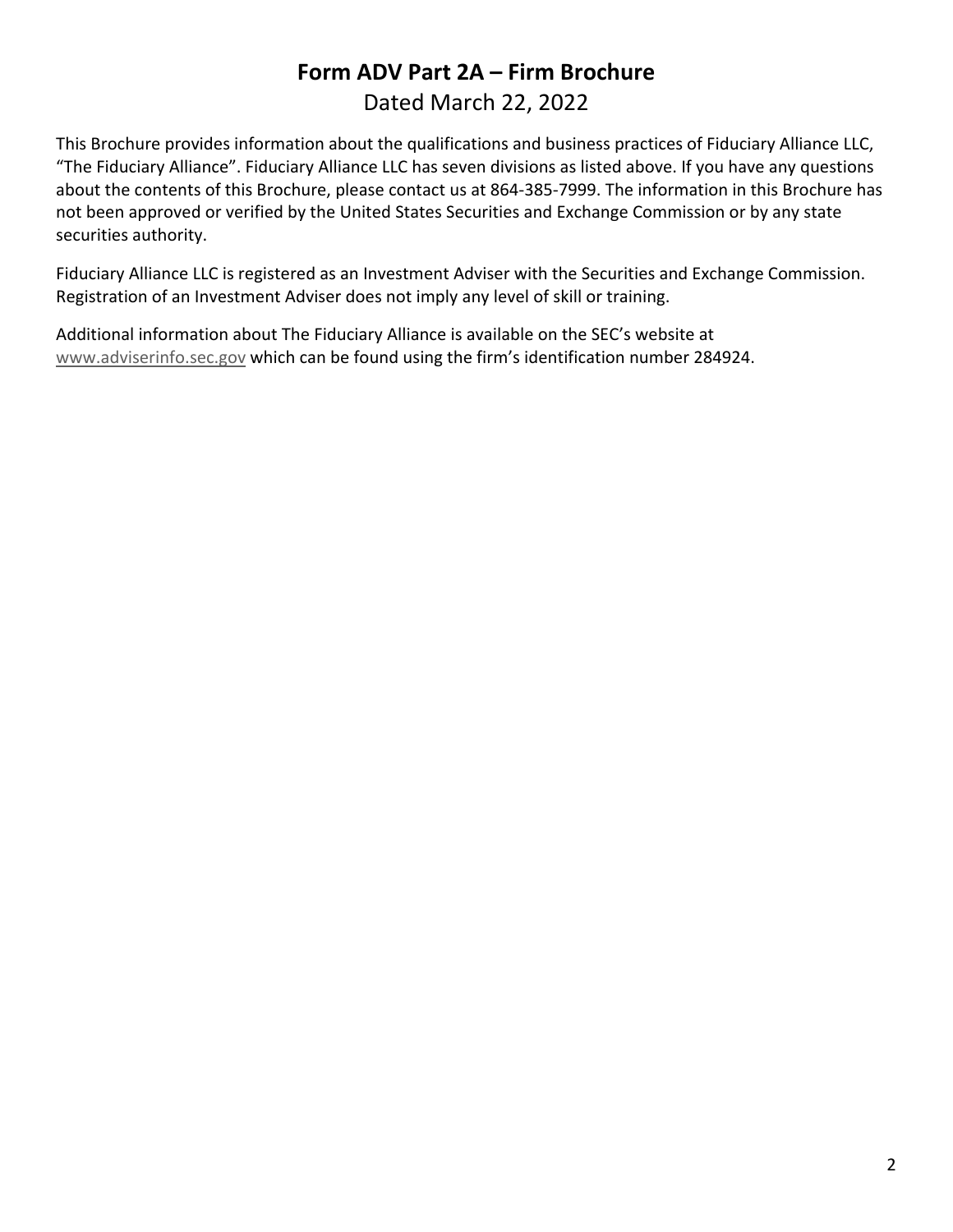# Form ADV Part 2A – Firm Brochure

Dated March 22, 2022

This Brochure provides information about the qualifications and business practices of Fiduciary Alliance LLC, "The Fiduciary Alliance". Fiduciary Alliance LLC has seven divisions as listed above. If you have any questions about the contents of this Brochure, please contact us at 864-385-7999. The information in this Brochure has not been approved or verified by the United States Securities and Exchange Commission or by any state securities authority.

Fiduciary Alliance LLC is registered as an Investment Adviser with the Securities and Exchange Commission. Registration of an Investment Adviser does not imply any level of skill or training.

Additional information about The Fiduciary Alliance is available on the SEC's website at www.adviserinfo.sec.gov which can be found using the firm's identification number 284924.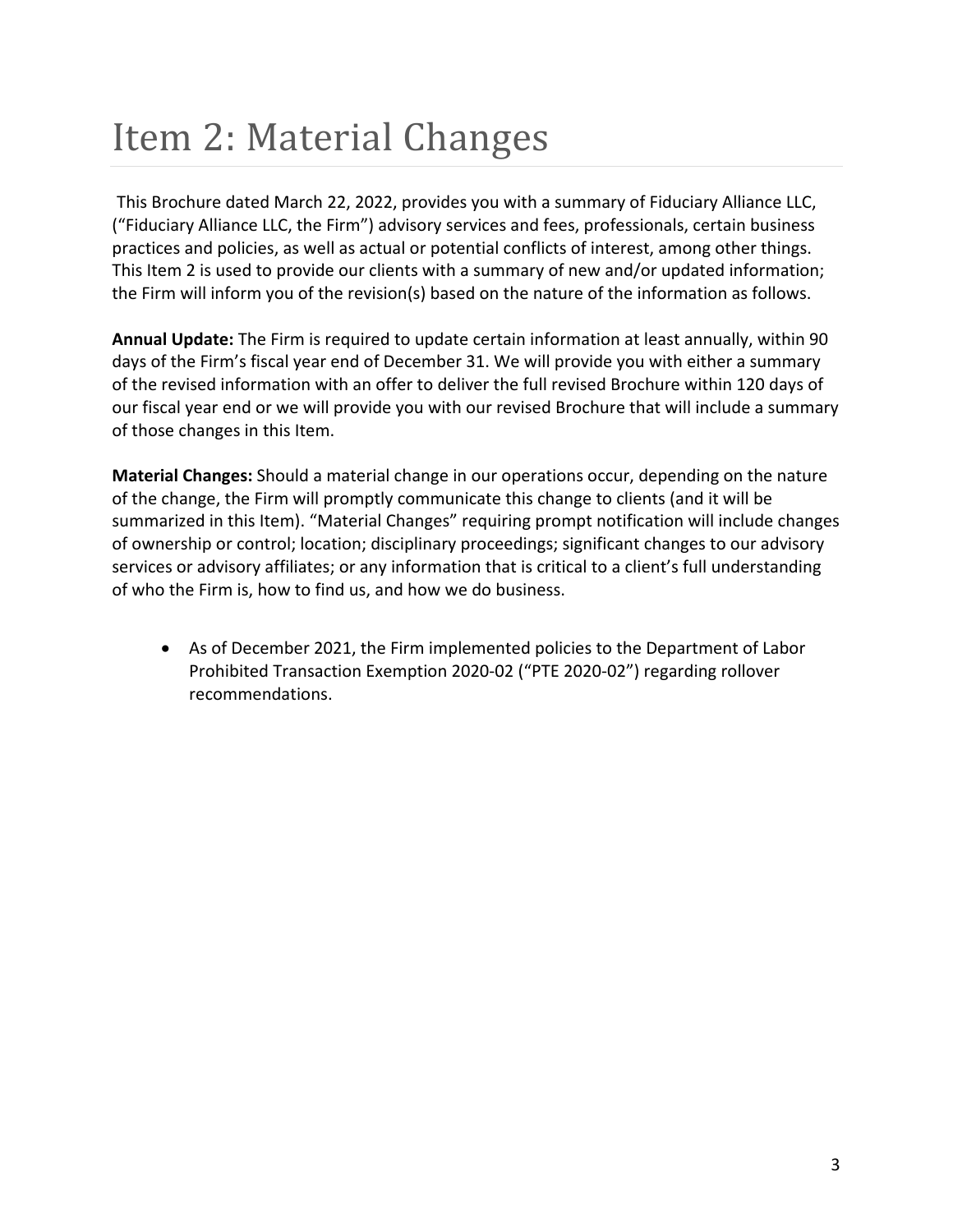# Item 2: Material Changes

This Brochure dated March 22, 2022, provides you with a summary of Fiduciary Alliance LLC, ("Fiduciary Alliance LLC, the Firm") advisory services and fees, professionals, certain business practices and policies, as well as actual or potential conflicts of interest, among other things. This Item 2 is used to provide our clients with a summary of new and/or updated information; the Firm will inform you of the revision(s) based on the nature of the information as follows.

**Annual Update:** The Firm is required to update certain information at least annually, within 90 days of the Firm's fiscal year end of December 31. We will provide you with either a summary of the revised information with an offer to deliver the full revised Brochure within 120 days of our fiscal year end or we will provide you with our revised Brochure that will include a summary of those changes in this Item.

**Material Changes:** Should a material change in our operations occur, depending on the nature of the change, the Firm will promptly communicate this change to clients (and it will be summarized in this Item). "Material Changes" requiring prompt notification will include changes of ownership or control; location; disciplinary proceedings; significant changes to our advisory services or advisory affiliates; or any information that is critical to a client's full understanding of who the Firm is, how to find us, and how we do business.

- As of December 2021, the Firm implemented policies to the Department of Labor Prohibited Transaction Exemption 2020-02 ("PTE 2020-02") regarding rollover recommendations.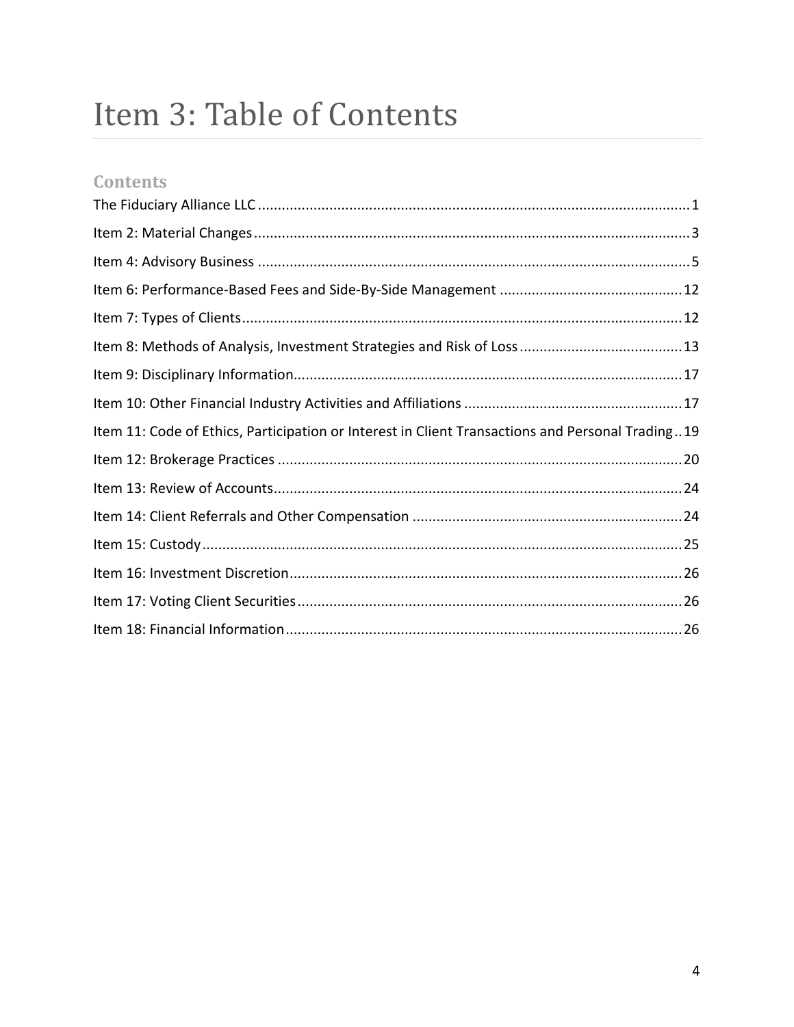# Item 3: Table of Contents

## Contents

The Fiduciary Alliance LLC ........ 1
Item 2: Material Changes ........ 3
Item 4: Advisory Business ........ 5
Item 6: Performance-Based Fees and Side-By-Side Management ........ 12
Item 7: Types of Clients ........ 12
Item 8: Methods of Analysis, Investment Strategies and Risk of Loss ........ 13
Item 9: Disciplinary Information ........ 17
Item 10: Other Financial Industry Activities and Affiliations ........ 17
Item 11: Code of Ethics, Participation or Interest in Client Transactions and Personal Trading .. 19
Item 12: Brokerage Practices ........ 20
Item 13: Review of Accounts ........ 24
Item 14: Client Referrals and Other Compensation ........ 24
Item 15: Custody ........ 25
Item 16: Investment Discretion ........ 26
Item 17: Voting Client Securities ........ 26
Item 18: Financial Information ........ 26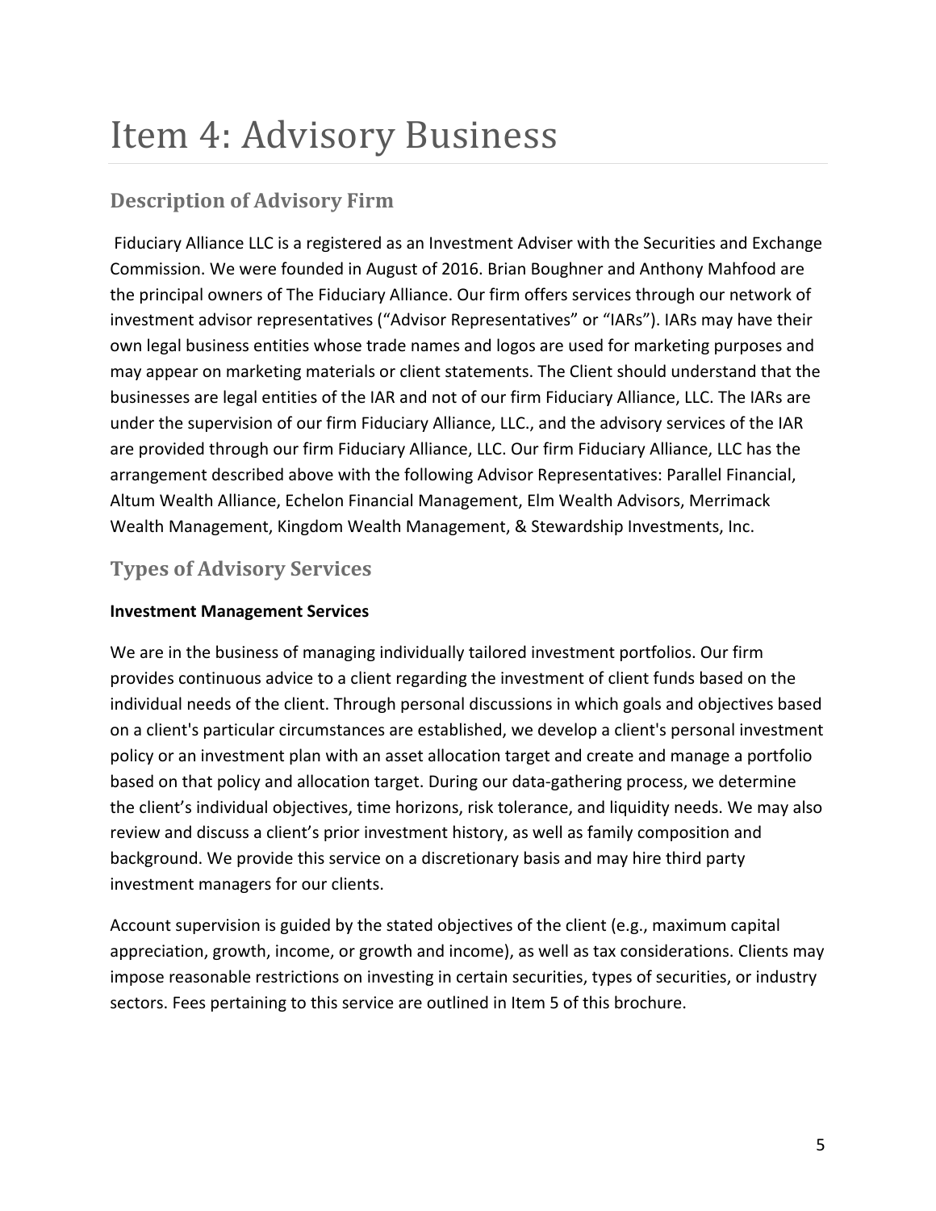# Item 4: Advisory Business

## Description of Advisory Firm

Fiduciary Alliance LLC is a registered as an Investment Adviser with the Securities and Exchange Commission. We were founded in August of 2016. Brian Boughner and Anthony Mahfood are the principal owners of The Fiduciary Alliance. Our firm offers services through our network of investment advisor representatives ("Advisor Representatives" or "IARs"). IARs may have their own legal business entities whose trade names and logos are used for marketing purposes and may appear on marketing materials or client statements. The Client should understand that the businesses are legal entities of the IAR and not of our firm Fiduciary Alliance, LLC. The IARs are under the supervision of our firm Fiduciary Alliance, LLC., and the advisory services of the IAR are provided through our firm Fiduciary Alliance, LLC. Our firm Fiduciary Alliance, LLC has the arrangement described above with the following Advisor Representatives: Parallel Financial, Altum Wealth Alliance, Echelon Financial Management, Elm Wealth Advisors, Merrimack Wealth Management, Kingdom Wealth Management, & Stewardship Investments, Inc.

## Types of Advisory Services

**Investment Management Services**

We are in the business of managing individually tailored investment portfolios. Our firm provides continuous advice to a client regarding the investment of client funds based on the individual needs of the client. Through personal discussions in which goals and objectives based on a client's particular circumstances are established, we develop a client's personal investment policy or an investment plan with an asset allocation target and create and manage a portfolio based on that policy and allocation target. During our data-gathering process, we determine the client's individual objectives, time horizons, risk tolerance, and liquidity needs. We may also review and discuss a client's prior investment history, as well as family composition and background. We provide this service on a discretionary basis and may hire third party investment managers for our clients.

Account supervision is guided by the stated objectives of the client (e.g., maximum capital appreciation, growth, income, or growth and income), as well as tax considerations. Clients may impose reasonable restrictions on investing in certain securities, types of securities, or industry sectors. Fees pertaining to this service are outlined in Item 5 of this brochure.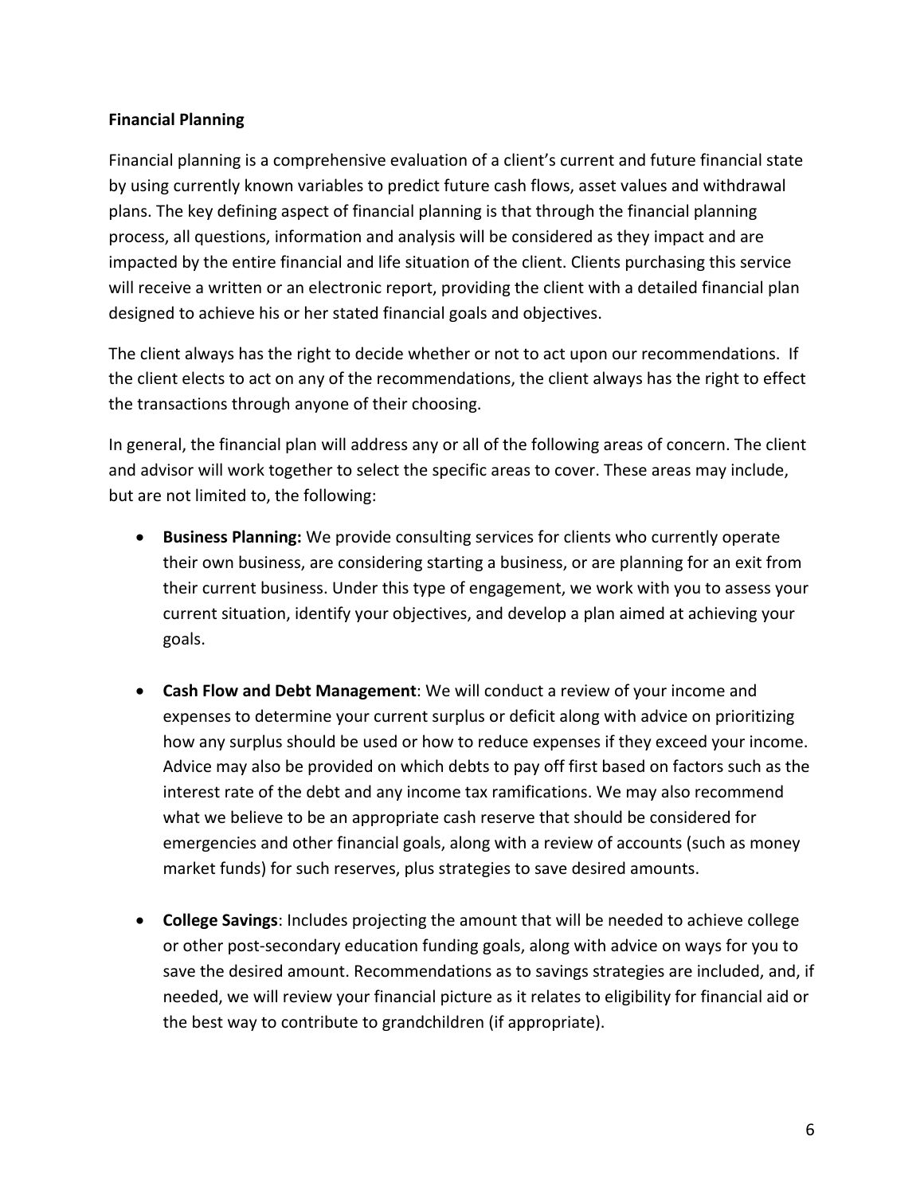**Financial Planning**

Financial planning is a comprehensive evaluation of a client's current and future financial state by using currently known variables to predict future cash flows, asset values and withdrawal plans. The key defining aspect of financial planning is that through the financial planning process, all questions, information and analysis will be considered as they impact and are impacted by the entire financial and life situation of the client. Clients purchasing this service will receive a written or an electronic report, providing the client with a detailed financial plan designed to achieve his or her stated financial goals and objectives.

The client always has the right to decide whether or not to act upon our recommendations. If the client elects to act on any of the recommendations, the client always has the right to effect the transactions through anyone of their choosing.

In general, the financial plan will address any or all of the following areas of concern. The client and advisor will work together to select the specific areas to cover. These areas may include, but are not limited to, the following:

- **Business Planning:** We provide consulting services for clients who currently operate their own business, are considering starting a business, or are planning for an exit from their current business. Under this type of engagement, we work with you to assess your current situation, identify your objectives, and develop a plan aimed at achieving your goals.

- **Cash Flow and Debt Management**: We will conduct a review of your income and expenses to determine your current surplus or deficit along with advice on prioritizing how any surplus should be used or how to reduce expenses if they exceed your income. Advice may also be provided on which debts to pay off first based on factors such as the interest rate of the debt and any income tax ramifications. We may also recommend what we believe to be an appropriate cash reserve that should be considered for emergencies and other financial goals, along with a review of accounts (such as money market funds) for such reserves, plus strategies to save desired amounts.

- **College Savings**: Includes projecting the amount that will be needed to achieve college or other post-secondary education funding goals, along with advice on ways for you to save the desired amount. Recommendations as to savings strategies are included, and, if needed, we will review your financial picture as it relates to eligibility for financial aid or the best way to contribute to grandchildren (if appropriate).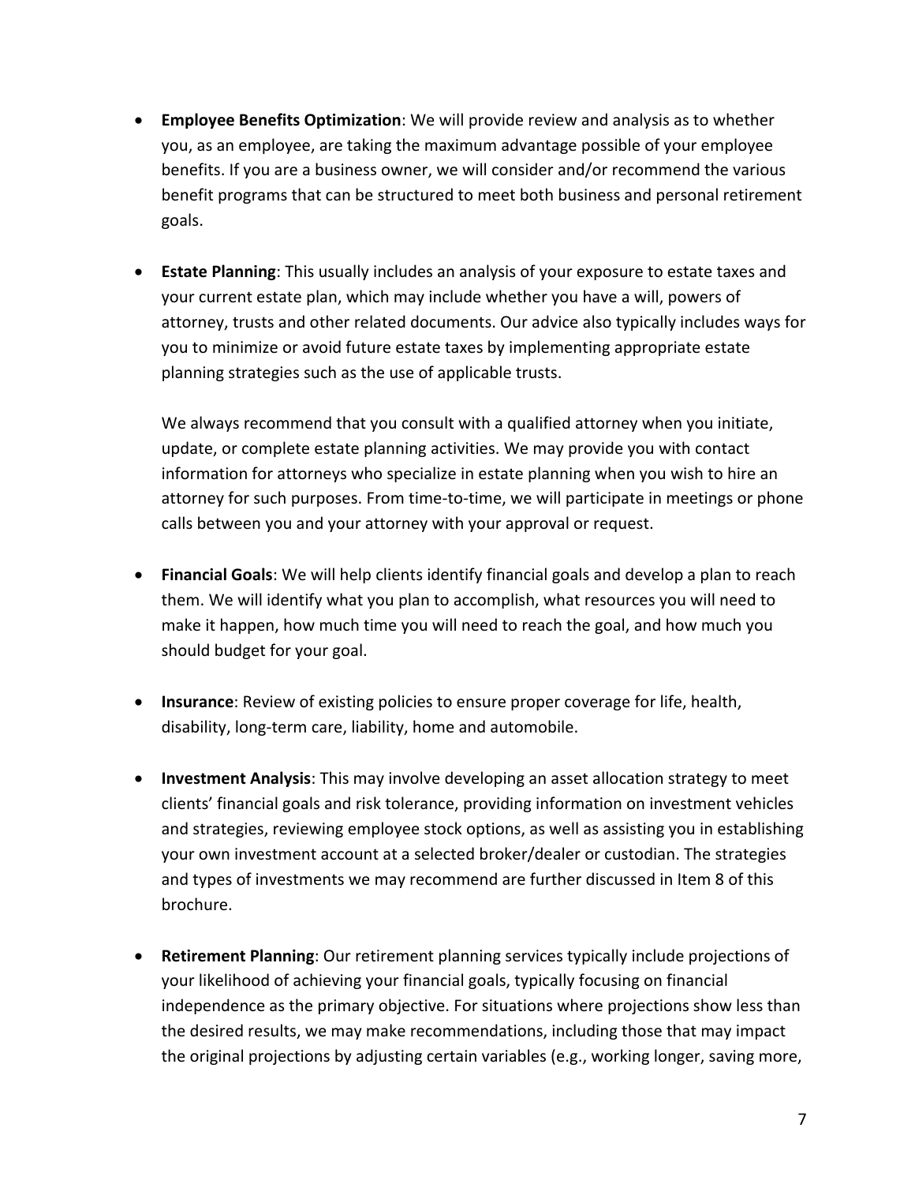- **Employee Benefits Optimization**: We will provide review and analysis as to whether you, as an employee, are taking the maximum advantage possible of your employee benefits. If you are a business owner, we will consider and/or recommend the various benefit programs that can be structured to meet both business and personal retirement goals.

- **Estate Planning**: This usually includes an analysis of your exposure to estate taxes and your current estate plan, which may include whether you have a will, powers of attorney, trusts and other related documents. Our advice also typically includes ways for you to minimize or avoid future estate taxes by implementing appropriate estate planning strategies such as the use of applicable trusts.

  We always recommend that you consult with a qualified attorney when you initiate, update, or complete estate planning activities. We may provide you with contact information for attorneys who specialize in estate planning when you wish to hire an attorney for such purposes. From time-to-time, we will participate in meetings or phone calls between you and your attorney with your approval or request.

- **Financial Goals**: We will help clients identify financial goals and develop a plan to reach them. We will identify what you plan to accomplish, what resources you will need to make it happen, how much time you will need to reach the goal, and how much you should budget for your goal.

- **Insurance**: Review of existing policies to ensure proper coverage for life, health, disability, long-term care, liability, home and automobile.

- **Investment Analysis**: This may involve developing an asset allocation strategy to meet clients' financial goals and risk tolerance, providing information on investment vehicles and strategies, reviewing employee stock options, as well as assisting you in establishing your own investment account at a selected broker/dealer or custodian. The strategies and types of investments we may recommend are further discussed in Item 8 of this brochure.

- **Retirement Planning**: Our retirement planning services typically include projections of your likelihood of achieving your financial goals, typically focusing on financial independence as the primary objective. For situations where projections show less than the desired results, we may make recommendations, including those that may impact the original projections by adjusting certain variables (e.g., working longer, saving more,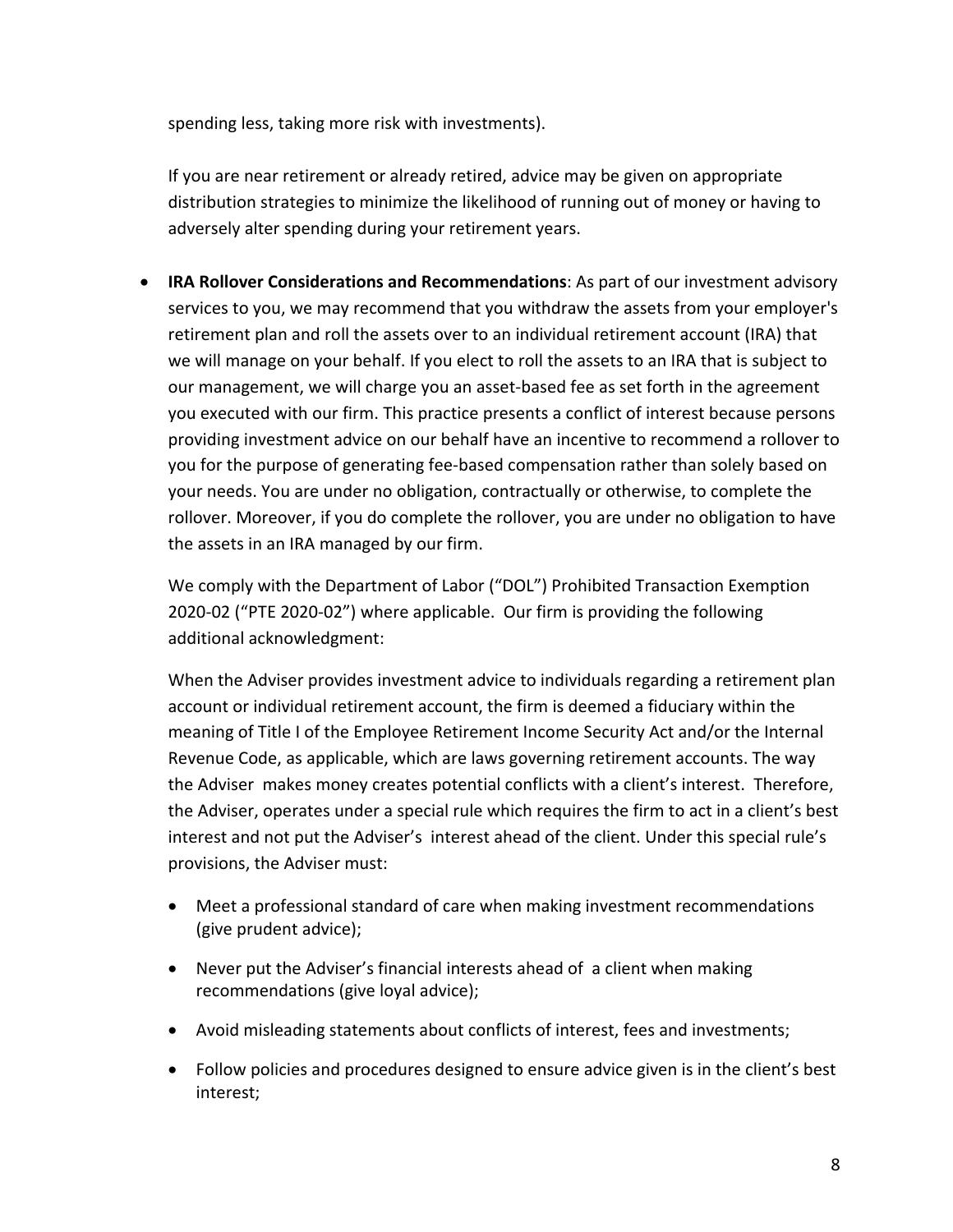spending less, taking more risk with investments).

If you are near retirement or already retired, advice may be given on appropriate distribution strategies to minimize the likelihood of running out of money or having to adversely alter spending during your retirement years.

- **IRA Rollover Considerations and Recommendations**: As part of our investment advisory services to you, we may recommend that you withdraw the assets from your employer's retirement plan and roll the assets over to an individual retirement account (IRA) that we will manage on your behalf. If you elect to roll the assets to an IRA that is subject to our management, we will charge you an asset-based fee as set forth in the agreement you executed with our firm. This practice presents a conflict of interest because persons providing investment advice on our behalf have an incentive to recommend a rollover to you for the purpose of generating fee-based compensation rather than solely based on your needs. You are under no obligation, contractually or otherwise, to complete the rollover. Moreover, if you do complete the rollover, you are under no obligation to have the assets in an IRA managed by our firm.

  We comply with the Department of Labor ("DOL") Prohibited Transaction Exemption 2020-02 ("PTE 2020-02") where applicable. Our firm is providing the following additional acknowledgment:

  When the Adviser provides investment advice to individuals regarding a retirement plan account or individual retirement account, the firm is deemed a fiduciary within the meaning of Title I of the Employee Retirement Income Security Act and/or the Internal Revenue Code, as applicable, which are laws governing retirement accounts. The way the Adviser makes money creates potential conflicts with a client's interest. Therefore, the Adviser, operates under a special rule which requires the firm to act in a client's best interest and not put the Adviser's interest ahead of the client. Under this special rule's provisions, the Adviser must:

  - Meet a professional standard of care when making investment recommendations (give prudent advice);
  - Never put the Adviser's financial interests ahead of a client when making recommendations (give loyal advice);
  - Avoid misleading statements about conflicts of interest, fees and investments;
  - Follow policies and procedures designed to ensure advice given is in the client's best interest;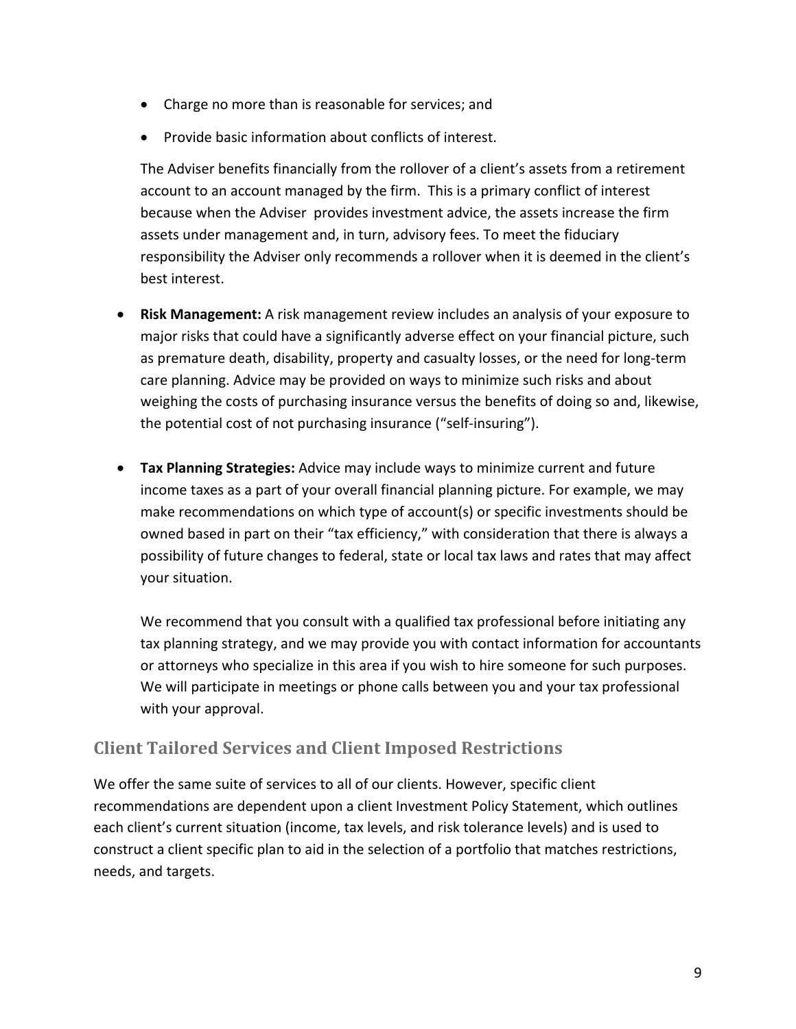- Charge no more than is reasonable for services; and
  - Provide basic information about conflicts of interest.

  The Adviser benefits financially from the rollover of a client's assets from a retirement account to an account managed by the firm. This is a primary conflict of interest because when the Adviser provides investment advice, the assets increase the firm assets under management and, in turn, advisory fees. To meet the fiduciary responsibility the Adviser only recommends a rollover when it is deemed in the client's best interest.

- **Risk Management:** A risk management review includes an analysis of your exposure to major risks that could have a significantly adverse effect on your financial picture, such as premature death, disability, property and casualty losses, or the need for long-term care planning. Advice may be provided on ways to minimize such risks and about weighing the costs of purchasing insurance versus the benefits of doing so and, likewise, the potential cost of not purchasing insurance ("self-insuring").

- **Tax Planning Strategies:** Advice may include ways to minimize current and future income taxes as a part of your overall financial planning picture. For example, we may make recommendations on which type of account(s) or specific investments should be owned based in part on their "tax efficiency," with consideration that there is always a possibility of future changes to federal, state or local tax laws and rates that may affect your situation.

  We recommend that you consult with a qualified tax professional before initiating any tax planning strategy, and we may provide you with contact information for accountants or attorneys who specialize in this area if you wish to hire someone for such purposes. We will participate in meetings or phone calls between you and your tax professional with your approval.

## Client Tailored Services and Client Imposed Restrictions

We offer the same suite of services to all of our clients. However, specific client recommendations are dependent upon a client Investment Policy Statement, which outlines each client's current situation (income, tax levels, and risk tolerance levels) and is used to construct a client specific plan to aid in the selection of a portfolio that matches restrictions, needs, and targets.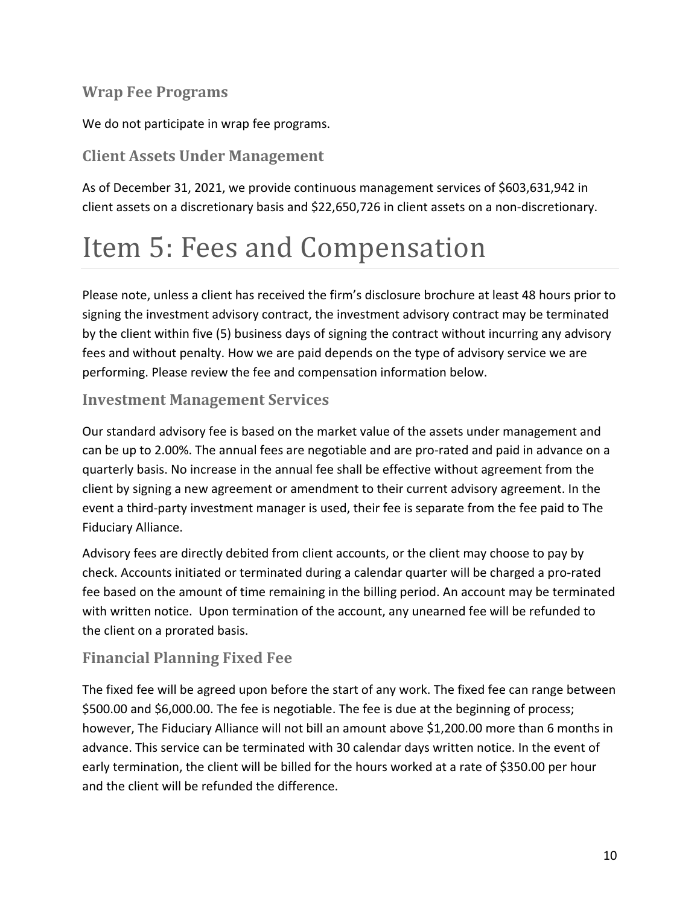### Wrap Fee Programs

We do not participate in wrap fee programs.

### Client Assets Under Management

As of December 31, 2021, we provide continuous management services of $603,631,942 in client assets on a discretionary basis and $22,650,726 in client assets on a non-discretionary.

# Item 5: Fees and Compensation

Please note, unless a client has received the firm's disclosure brochure at least 48 hours prior to signing the investment advisory contract, the investment advisory contract may be terminated by the client within five (5) business days of signing the contract without incurring any advisory fees and without penalty. How we are paid depends on the type of advisory service we are performing. Please review the fee and compensation information below.

### Investment Management Services

Our standard advisory fee is based on the market value of the assets under management and can be up to 2.00%. The annual fees are negotiable and are pro-rated and paid in advance on a quarterly basis. No increase in the annual fee shall be effective without agreement from the client by signing a new agreement or amendment to their current advisory agreement. In the event a third-party investment manager is used, their fee is separate from the fee paid to The Fiduciary Alliance.

Advisory fees are directly debited from client accounts, or the client may choose to pay by check. Accounts initiated or terminated during a calendar quarter will be charged a pro-rated fee based on the amount of time remaining in the billing period. An account may be terminated with written notice. Upon termination of the account, any unearned fee will be refunded to the client on a prorated basis.

### Financial Planning Fixed Fee

The fixed fee will be agreed upon before the start of any work. The fixed fee can range between $500.00 and $6,000.00. The fee is negotiable. The fee is due at the beginning of process; however, The Fiduciary Alliance will not bill an amount above $1,200.00 more than 6 months in advance. This service can be terminated with 30 calendar days written notice. In the event of early termination, the client will be billed for the hours worked at a rate of $350.00 per hour and the client will be refunded the difference.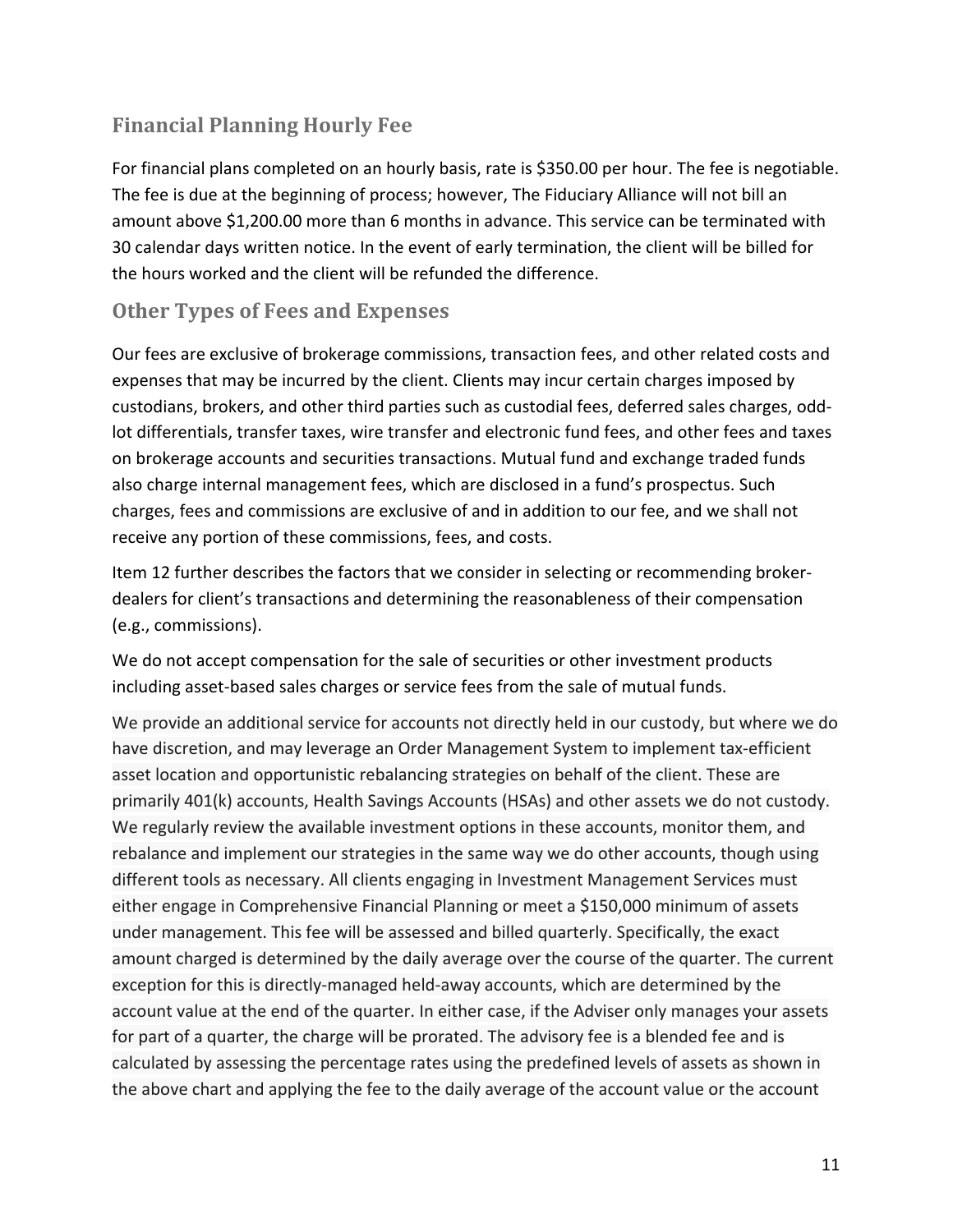## Financial Planning Hourly Fee

For financial plans completed on an hourly basis, rate is $350.00 per hour. The fee is negotiable. The fee is due at the beginning of process; however, The Fiduciary Alliance will not bill an amount above $1,200.00 more than 6 months in advance. This service can be terminated with 30 calendar days written notice. In the event of early termination, the client will be billed for the hours worked and the client will be refunded the difference.

## Other Types of Fees and Expenses

Our fees are exclusive of brokerage commissions, transaction fees, and other related costs and expenses that may be incurred by the client. Clients may incur certain charges imposed by custodians, brokers, and other third parties such as custodial fees, deferred sales charges, odd-lot differentials, transfer taxes, wire transfer and electronic fund fees, and other fees and taxes on brokerage accounts and securities transactions. Mutual fund and exchange traded funds also charge internal management fees, which are disclosed in a fund's prospectus. Such charges, fees and commissions are exclusive of and in addition to our fee, and we shall not receive any portion of these commissions, fees, and costs.

Item 12 further describes the factors that we consider in selecting or recommending broker-dealers for client's transactions and determining the reasonableness of their compensation (e.g., commissions).

We do not accept compensation for the sale of securities or other investment products including asset-based sales charges or service fees from the sale of mutual funds.

We provide an additional service for accounts not directly held in our custody, but where we do have discretion, and may leverage an Order Management System to implement tax-efficient asset location and opportunistic rebalancing strategies on behalf of the client. These are primarily 401(k) accounts, Health Savings Accounts (HSAs) and other assets we do not custody. We regularly review the available investment options in these accounts, monitor them, and rebalance and implement our strategies in the same way we do other accounts, though using different tools as necessary. All clients engaging in Investment Management Services must either engage in Comprehensive Financial Planning or meet a $150,000 minimum of assets under management. This fee will be assessed and billed quarterly. Specifically, the exact amount charged is determined by the daily average over the course of the quarter. The current exception for this is directly-managed held-away accounts, which are determined by the account value at the end of the quarter. In either case, if the Adviser only manages your assets for part of a quarter, the charge will be prorated. The advisory fee is a blended fee and is calculated by assessing the percentage rates using the predefined levels of assets as shown in the above chart and applying the fee to the daily average of the account value or the account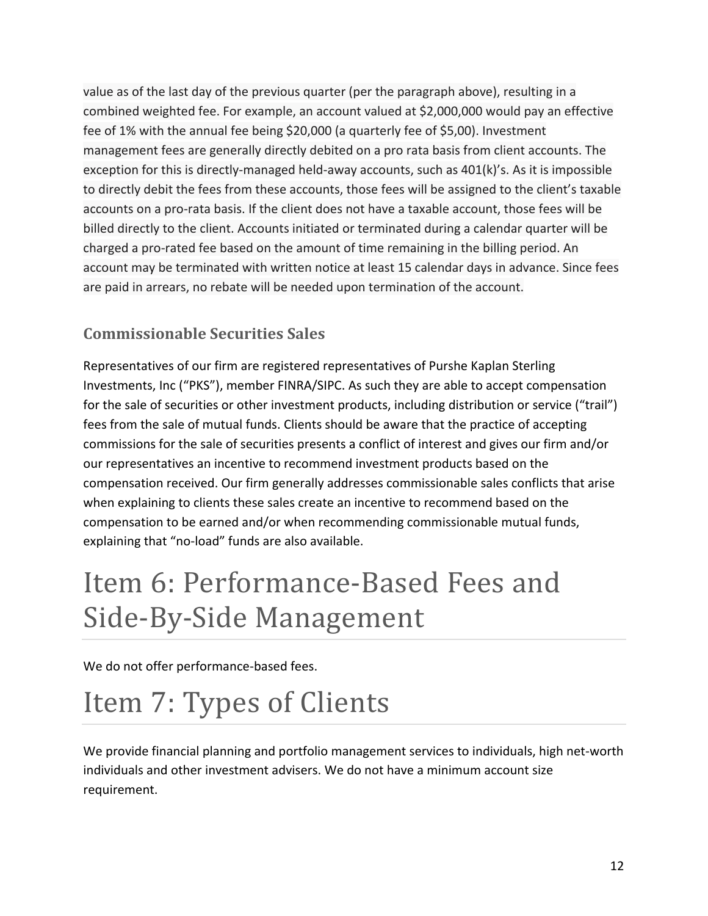value as of the last day of the previous quarter (per the paragraph above), resulting in a combined weighted fee. For example, an account valued at $2,000,000 would pay an effective fee of 1% with the annual fee being $20,000 (a quarterly fee of $5,00). Investment management fees are generally directly debited on a pro rata basis from client accounts. The exception for this is directly-managed held-away accounts, such as 401(k)'s. As it is impossible to directly debit the fees from these accounts, those fees will be assigned to the client's taxable accounts on a pro-rata basis. If the client does not have a taxable account, those fees will be billed directly to the client. Accounts initiated or terminated during a calendar quarter will be charged a pro-rated fee based on the amount of time remaining in the billing period. An account may be terminated with written notice at least 15 calendar days in advance. Since fees are paid in arrears, no rebate will be needed upon termination of the account.

### Commissionable Securities Sales

Representatives of our firm are registered representatives of Purshe Kaplan Sterling Investments, Inc ("PKS"), member FINRA/SIPC. As such they are able to accept compensation for the sale of securities or other investment products, including distribution or service ("trail") fees from the sale of mutual funds. Clients should be aware that the practice of accepting commissions for the sale of securities presents a conflict of interest and gives our firm and/or our representatives an incentive to recommend investment products based on the compensation received. Our firm generally addresses commissionable sales conflicts that arise when explaining to clients these sales create an incentive to recommend based on the compensation to be earned and/or when recommending commissionable mutual funds, explaining that "no-load" funds are also available.

# Item 6: Performance-Based Fees and Side-By-Side Management

We do not offer performance-based fees.

# Item 7: Types of Clients

We provide financial planning and portfolio management services to individuals, high net-worth individuals and other investment advisers. We do not have a minimum account size requirement.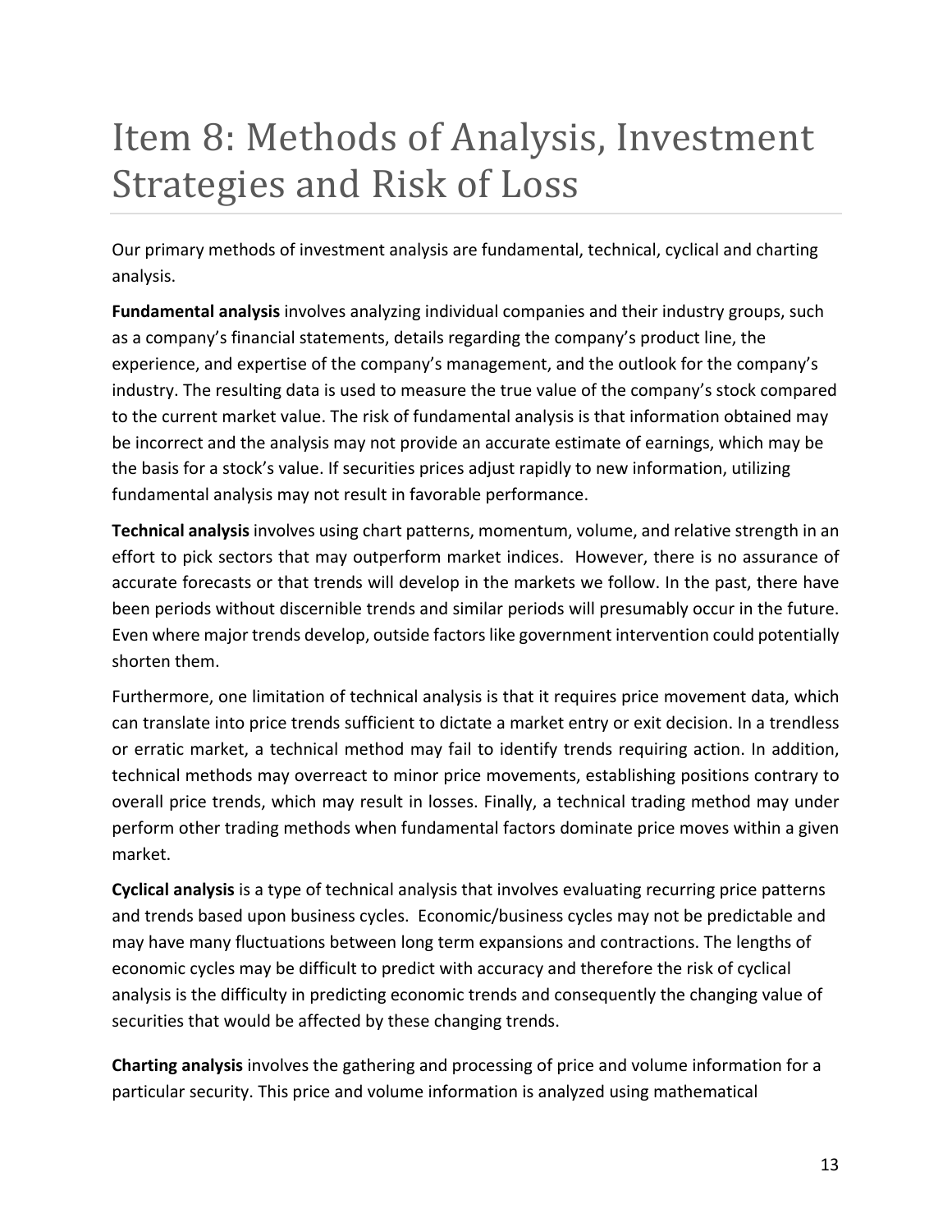# Item 8: Methods of Analysis, Investment Strategies and Risk of Loss

Our primary methods of investment analysis are fundamental, technical, cyclical and charting analysis.

**Fundamental analysis** involves analyzing individual companies and their industry groups, such as a company's financial statements, details regarding the company's product line, the experience, and expertise of the company's management, and the outlook for the company's industry. The resulting data is used to measure the true value of the company's stock compared to the current market value. The risk of fundamental analysis is that information obtained may be incorrect and the analysis may not provide an accurate estimate of earnings, which may be the basis for a stock's value. If securities prices adjust rapidly to new information, utilizing fundamental analysis may not result in favorable performance.

**Technical analysis** involves using chart patterns, momentum, volume, and relative strength in an effort to pick sectors that may outperform market indices. However, there is no assurance of accurate forecasts or that trends will develop in the markets we follow. In the past, there have been periods without discernible trends and similar periods will presumably occur in the future. Even where major trends develop, outside factors like government intervention could potentially shorten them.

Furthermore, one limitation of technical analysis is that it requires price movement data, which can translate into price trends sufficient to dictate a market entry or exit decision. In a trendless or erratic market, a technical method may fail to identify trends requiring action. In addition, technical methods may overreact to minor price movements, establishing positions contrary to overall price trends, which may result in losses. Finally, a technical trading method may under perform other trading methods when fundamental factors dominate price moves within a given market.

**Cyclical analysis** is a type of technical analysis that involves evaluating recurring price patterns and trends based upon business cycles. Economic/business cycles may not be predictable and may have many fluctuations between long term expansions and contractions. The lengths of economic cycles may be difficult to predict with accuracy and therefore the risk of cyclical analysis is the difficulty in predicting economic trends and consequently the changing value of securities that would be affected by these changing trends.

**Charting analysis** involves the gathering and processing of price and volume information for a particular security. This price and volume information is analyzed using mathematical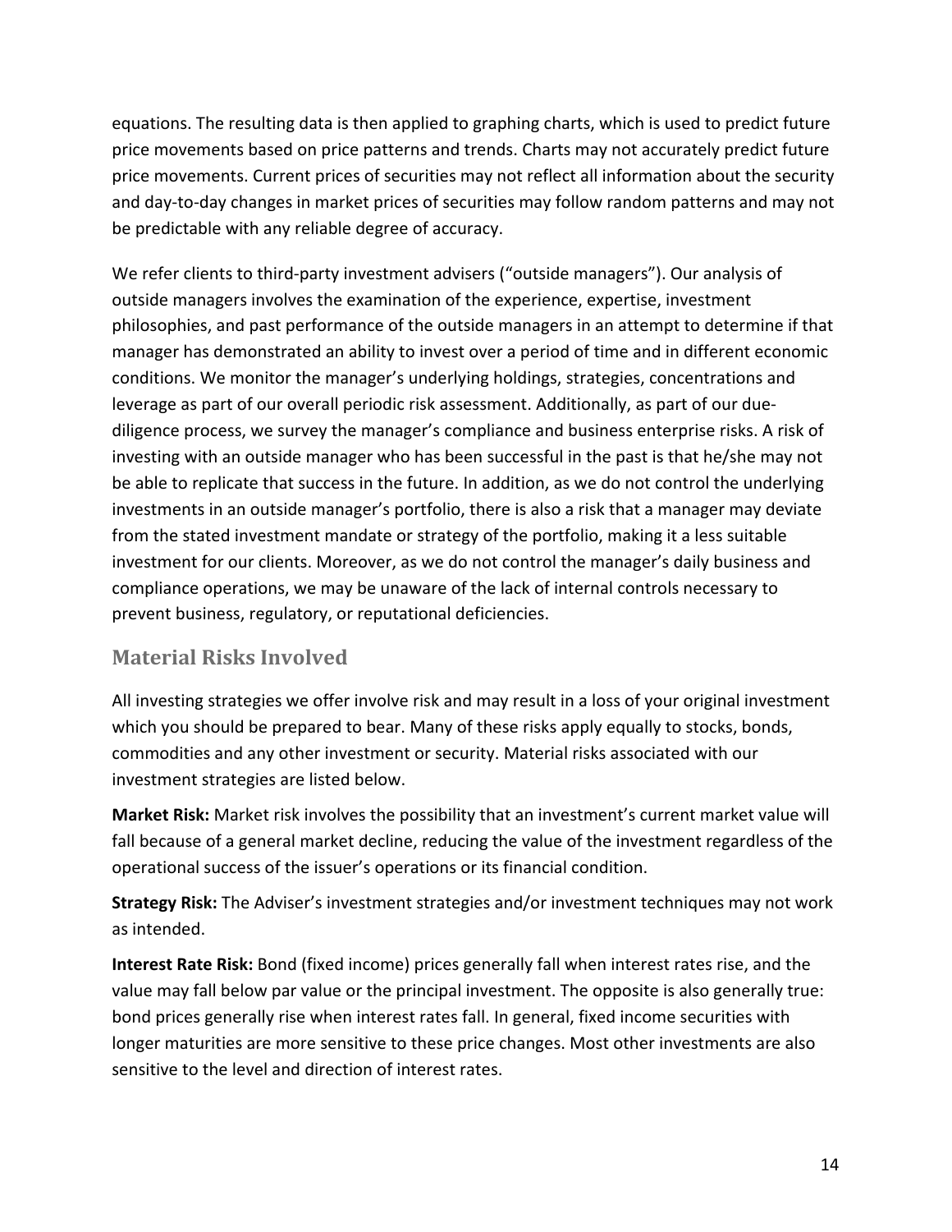equations. The resulting data is then applied to graphing charts, which is used to predict future price movements based on price patterns and trends. Charts may not accurately predict future price movements. Current prices of securities may not reflect all information about the security and day-to-day changes in market prices of securities may follow random patterns and may not be predictable with any reliable degree of accuracy.

We refer clients to third-party investment advisers ("outside managers"). Our analysis of outside managers involves the examination of the experience, expertise, investment philosophies, and past performance of the outside managers in an attempt to determine if that manager has demonstrated an ability to invest over a period of time and in different economic conditions. We monitor the manager's underlying holdings, strategies, concentrations and leverage as part of our overall periodic risk assessment. Additionally, as part of our due-diligence process, we survey the manager's compliance and business enterprise risks. A risk of investing with an outside manager who has been successful in the past is that he/she may not be able to replicate that success in the future. In addition, as we do not control the underlying investments in an outside manager's portfolio, there is also a risk that a manager may deviate from the stated investment mandate or strategy of the portfolio, making it a less suitable investment for our clients. Moreover, as we do not control the manager's daily business and compliance operations, we may be unaware of the lack of internal controls necessary to prevent business, regulatory, or reputational deficiencies.

## Material Risks Involved

All investing strategies we offer involve risk and may result in a loss of your original investment which you should be prepared to bear. Many of these risks apply equally to stocks, bonds, commodities and any other investment or security. Material risks associated with our investment strategies are listed below.

**Market Risk:** Market risk involves the possibility that an investment's current market value will fall because of a general market decline, reducing the value of the investment regardless of the operational success of the issuer's operations or its financial condition.

**Strategy Risk:** The Adviser's investment strategies and/or investment techniques may not work as intended.

**Interest Rate Risk:** Bond (fixed income) prices generally fall when interest rates rise, and the value may fall below par value or the principal investment. The opposite is also generally true: bond prices generally rise when interest rates fall. In general, fixed income securities with longer maturities are more sensitive to these price changes. Most other investments are also sensitive to the level and direction of interest rates.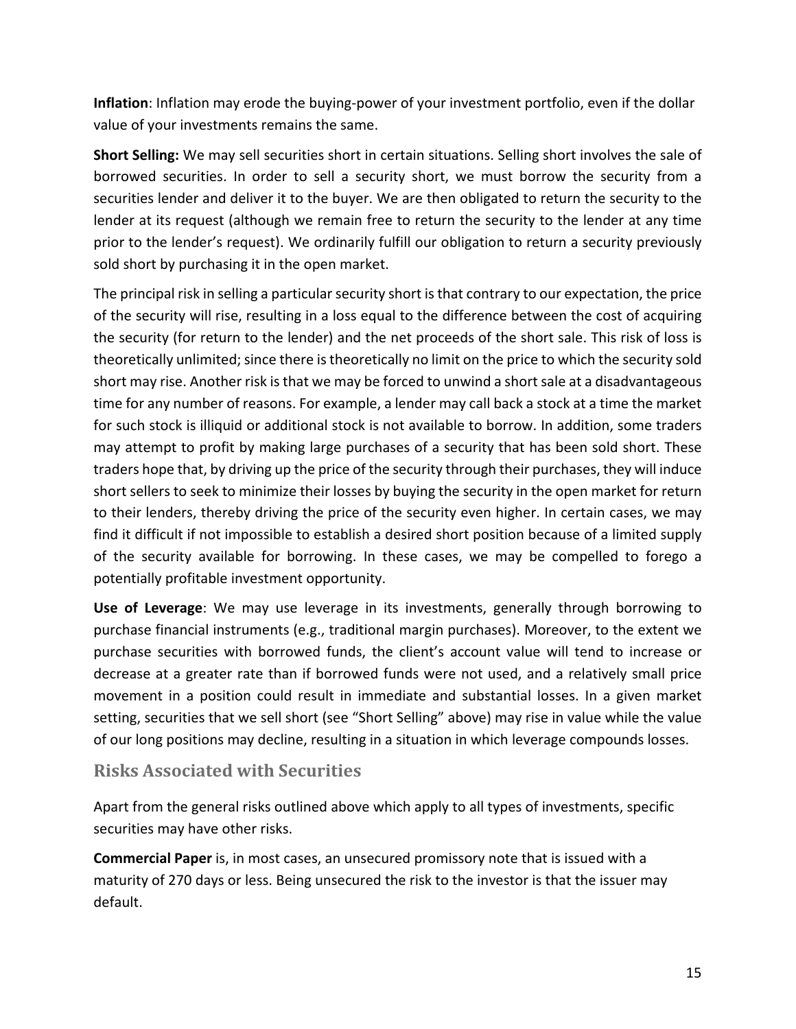**Inflation**: Inflation may erode the buying-power of your investment portfolio, even if the dollar value of your investments remains the same.

**Short Selling:** We may sell securities short in certain situations. Selling short involves the sale of borrowed securities. In order to sell a security short, we must borrow the security from a securities lender and deliver it to the buyer. We are then obligated to return the security to the lender at its request (although we remain free to return the security to the lender at any time prior to the lender's request). We ordinarily fulfill our obligation to return a security previously sold short by purchasing it in the open market.

The principal risk in selling a particular security short is that contrary to our expectation, the price of the security will rise, resulting in a loss equal to the difference between the cost of acquiring the security (for return to the lender) and the net proceeds of the short sale. This risk of loss is theoretically unlimited; since there is theoretically no limit on the price to which the security sold short may rise. Another risk is that we may be forced to unwind a short sale at a disadvantageous time for any number of reasons. For example, a lender may call back a stock at a time the market for such stock is illiquid or additional stock is not available to borrow. In addition, some traders may attempt to profit by making large purchases of a security that has been sold short. These traders hope that, by driving up the price of the security through their purchases, they will induce short sellers to seek to minimize their losses by buying the security in the open market for return to their lenders, thereby driving the price of the security even higher. In certain cases, we may find it difficult if not impossible to establish a desired short position because of a limited supply of the security available for borrowing. In these cases, we may be compelled to forego a potentially profitable investment opportunity.

**Use of Leverage**: We may use leverage in its investments, generally through borrowing to purchase financial instruments (e.g., traditional margin purchases). Moreover, to the extent we purchase securities with borrowed funds, the client's account value will tend to increase or decrease at a greater rate than if borrowed funds were not used, and a relatively small price movement in a position could result in immediate and substantial losses. In a given market setting, securities that we sell short (see "Short Selling" above) may rise in value while the value of our long positions may decline, resulting in a situation in which leverage compounds losses.

## Risks Associated with Securities

Apart from the general risks outlined above which apply to all types of investments, specific securities may have other risks.

**Commercial Paper** is, in most cases, an unsecured promissory note that is issued with a maturity of 270 days or less. Being unsecured the risk to the investor is that the issuer may default.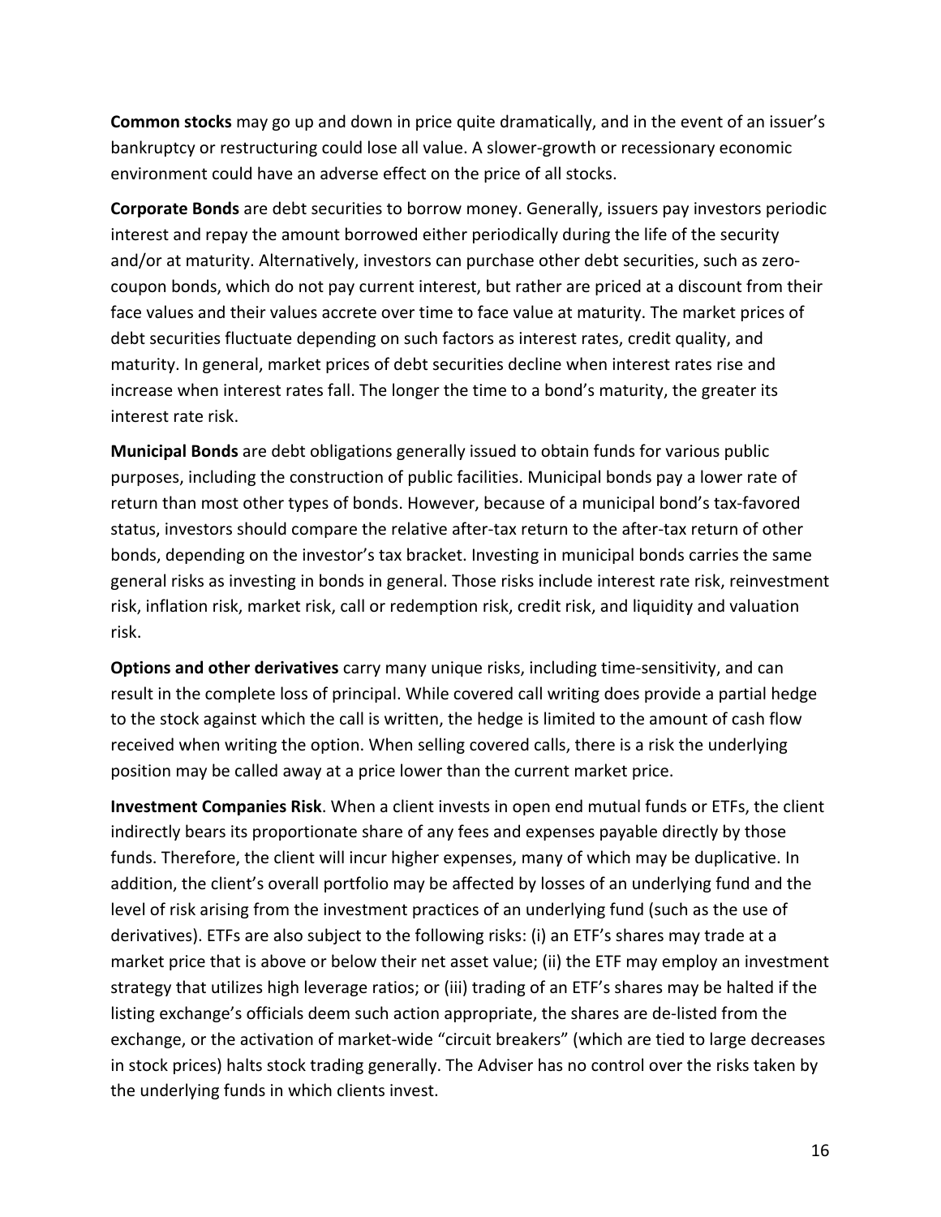**Common stocks** may go up and down in price quite dramatically, and in the event of an issuer's bankruptcy or restructuring could lose all value. A slower-growth or recessionary economic environment could have an adverse effect on the price of all stocks.

**Corporate Bonds** are debt securities to borrow money. Generally, issuers pay investors periodic interest and repay the amount borrowed either periodically during the life of the security and/or at maturity. Alternatively, investors can purchase other debt securities, such as zero-coupon bonds, which do not pay current interest, but rather are priced at a discount from their face values and their values accrete over time to face value at maturity. The market prices of debt securities fluctuate depending on such factors as interest rates, credit quality, and maturity. In general, market prices of debt securities decline when interest rates rise and increase when interest rates fall. The longer the time to a bond's maturity, the greater its interest rate risk.

**Municipal Bonds** are debt obligations generally issued to obtain funds for various public purposes, including the construction of public facilities. Municipal bonds pay a lower rate of return than most other types of bonds. However, because of a municipal bond's tax-favored status, investors should compare the relative after-tax return to the after-tax return of other bonds, depending on the investor's tax bracket. Investing in municipal bonds carries the same general risks as investing in bonds in general. Those risks include interest rate risk, reinvestment risk, inflation risk, market risk, call or redemption risk, credit risk, and liquidity and valuation risk.

**Options and other derivatives** carry many unique risks, including time-sensitivity, and can result in the complete loss of principal. While covered call writing does provide a partial hedge to the stock against which the call is written, the hedge is limited to the amount of cash flow received when writing the option. When selling covered calls, there is a risk the underlying position may be called away at a price lower than the current market price.

**Investment Companies Risk**. When a client invests in open end mutual funds or ETFs, the client indirectly bears its proportionate share of any fees and expenses payable directly by those funds. Therefore, the client will incur higher expenses, many of which may be duplicative. In addition, the client's overall portfolio may be affected by losses of an underlying fund and the level of risk arising from the investment practices of an underlying fund (such as the use of derivatives). ETFs are also subject to the following risks: (i) an ETF's shares may trade at a market price that is above or below their net asset value; (ii) the ETF may employ an investment strategy that utilizes high leverage ratios; or (iii) trading of an ETF's shares may be halted if the listing exchange's officials deem such action appropriate, the shares are de-listed from the exchange, or the activation of market-wide "circuit breakers" (which are tied to large decreases in stock prices) halts stock trading generally. The Adviser has no control over the risks taken by the underlying funds in which clients invest.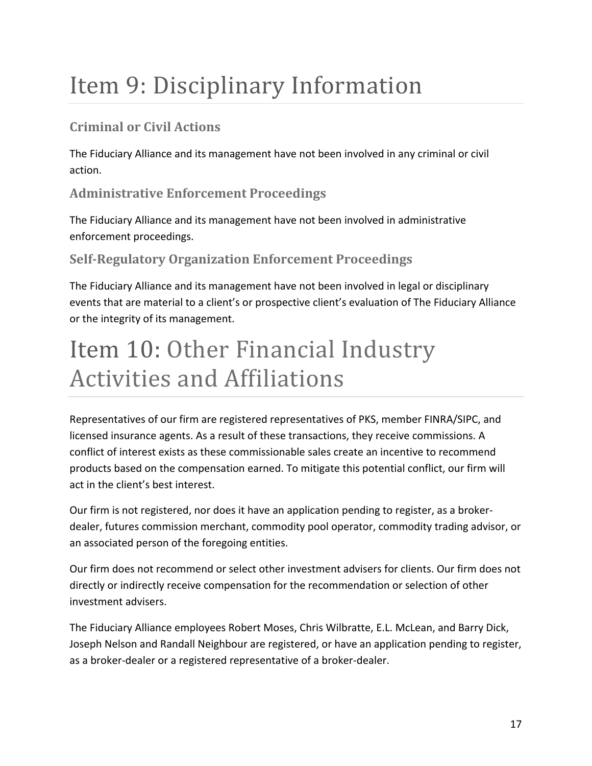# Item 9: Disciplinary Information

## Criminal or Civil Actions

The Fiduciary Alliance and its management have not been involved in any criminal or civil action.

## Administrative Enforcement Proceedings

The Fiduciary Alliance and its management have not been involved in administrative enforcement proceedings.

## Self-Regulatory Organization Enforcement Proceedings

The Fiduciary Alliance and its management have not been involved in legal or disciplinary events that are material to a client's or prospective client's evaluation of The Fiduciary Alliance or the integrity of its management.

# Item 10: Other Financial Industry Activities and Affiliations

Representatives of our firm are registered representatives of PKS, member FINRA/SIPC, and licensed insurance agents. As a result of these transactions, they receive commissions. A conflict of interest exists as these commissionable sales create an incentive to recommend products based on the compensation earned. To mitigate this potential conflict, our firm will act in the client's best interest.

Our firm is not registered, nor does it have an application pending to register, as a broker-dealer, futures commission merchant, commodity pool operator, commodity trading advisor, or an associated person of the foregoing entities.

Our firm does not recommend or select other investment advisers for clients. Our firm does not directly or indirectly receive compensation for the recommendation or selection of other investment advisers.

The Fiduciary Alliance employees Robert Moses, Chris Wilbratte, E.L. McLean, and Barry Dick, Joseph Nelson and Randall Neighbour are registered, or have an application pending to register, as a broker-dealer or a registered representative of a broker-dealer.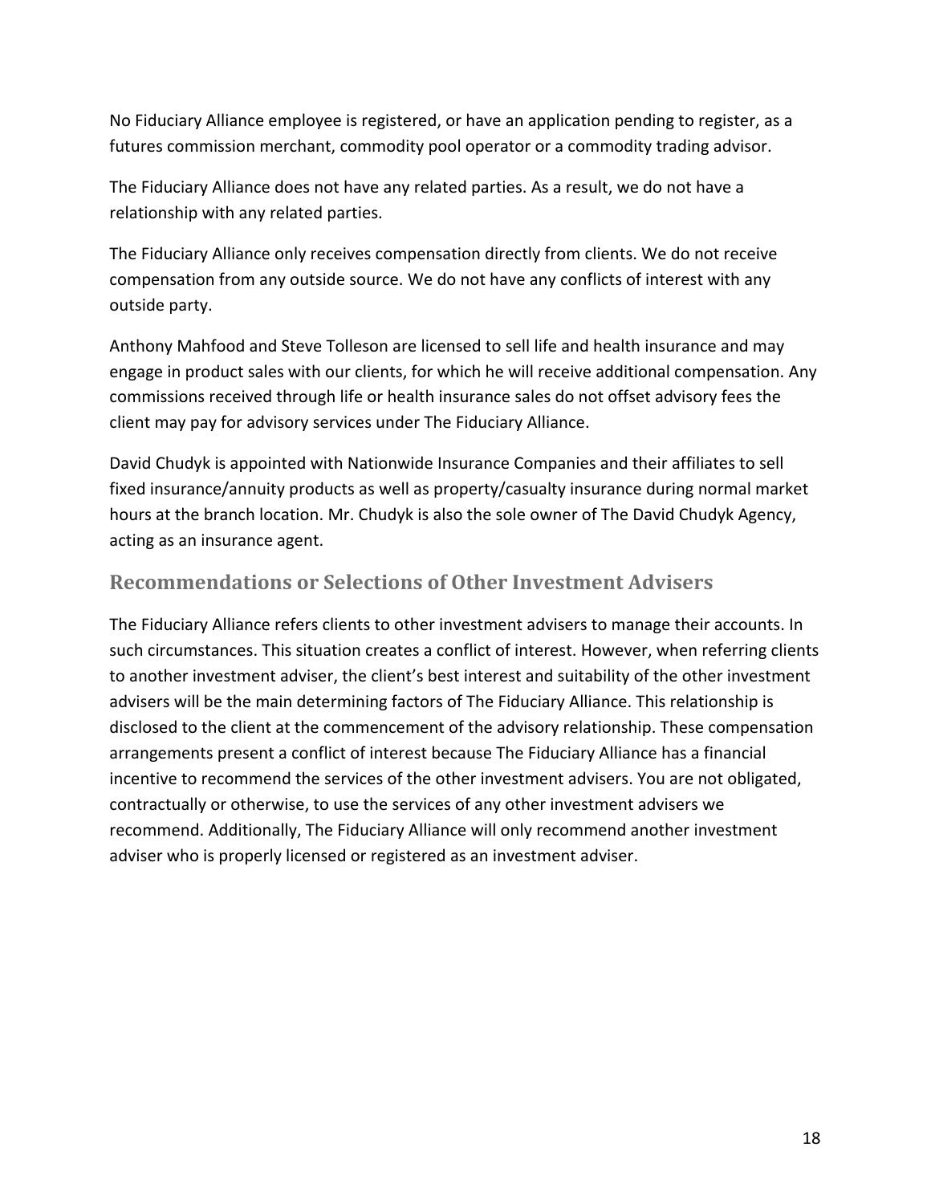No Fiduciary Alliance employee is registered, or have an application pending to register, as a futures commission merchant, commodity pool operator or a commodity trading advisor.

The Fiduciary Alliance does not have any related parties. As a result, we do not have a relationship with any related parties.

The Fiduciary Alliance only receives compensation directly from clients. We do not receive compensation from any outside source. We do not have any conflicts of interest with any outside party.

Anthony Mahfood and Steve Tolleson are licensed to sell life and health insurance and may engage in product sales with our clients, for which he will receive additional compensation. Any commissions received through life or health insurance sales do not offset advisory fees the client may pay for advisory services under The Fiduciary Alliance.

David Chudyk is appointed with Nationwide Insurance Companies and their affiliates to sell fixed insurance/annuity products as well as property/casualty insurance during normal market hours at the branch location. Mr. Chudyk is also the sole owner of The David Chudyk Agency, acting as an insurance agent.

## Recommendations or Selections of Other Investment Advisers

The Fiduciary Alliance refers clients to other investment advisers to manage their accounts. In such circumstances. This situation creates a conflict of interest. However, when referring clients to another investment adviser, the client's best interest and suitability of the other investment advisers will be the main determining factors of The Fiduciary Alliance. This relationship is disclosed to the client at the commencement of the advisory relationship. These compensation arrangements present a conflict of interest because The Fiduciary Alliance has a financial incentive to recommend the services of the other investment advisers. You are not obligated, contractually or otherwise, to use the services of any other investment advisers we recommend. Additionally, The Fiduciary Alliance will only recommend another investment adviser who is properly licensed or registered as an investment adviser.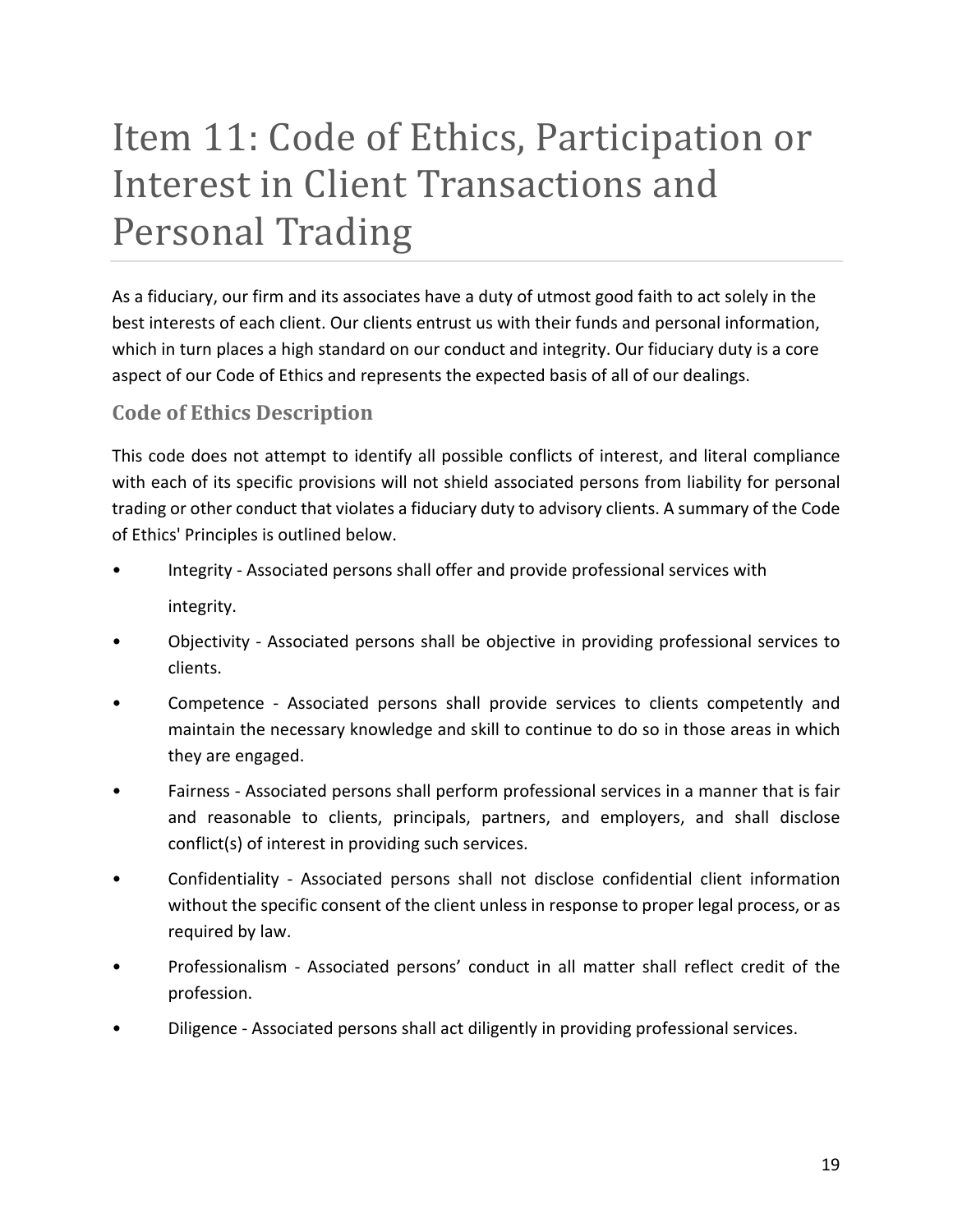# Item 11: Code of Ethics, Participation or Interest in Client Transactions and Personal Trading

As a fiduciary, our firm and its associates have a duty of utmost good faith to act solely in the best interests of each client. Our clients entrust us with their funds and personal information, which in turn places a high standard on our conduct and integrity. Our fiduciary duty is a core aspect of our Code of Ethics and represents the expected basis of all of our dealings.

## Code of Ethics Description

This code does not attempt to identify all possible conflicts of interest, and literal compliance with each of its specific provisions will not shield associated persons from liability for personal trading or other conduct that violates a fiduciary duty to advisory clients. A summary of the Code of Ethics' Principles is outlined below.

- Integrity - Associated persons shall offer and provide professional services with integrity.
- Objectivity - Associated persons shall be objective in providing professional services to clients.
- Competence - Associated persons shall provide services to clients competently and maintain the necessary knowledge and skill to continue to do so in those areas in which they are engaged.
- Fairness - Associated persons shall perform professional services in a manner that is fair and reasonable to clients, principals, partners, and employers, and shall disclose conflict(s) of interest in providing such services.
- Confidentiality - Associated persons shall not disclose confidential client information without the specific consent of the client unless in response to proper legal process, or as required by law.
- Professionalism - Associated persons' conduct in all matter shall reflect credit of the profession.
- Diligence - Associated persons shall act diligently in providing professional services.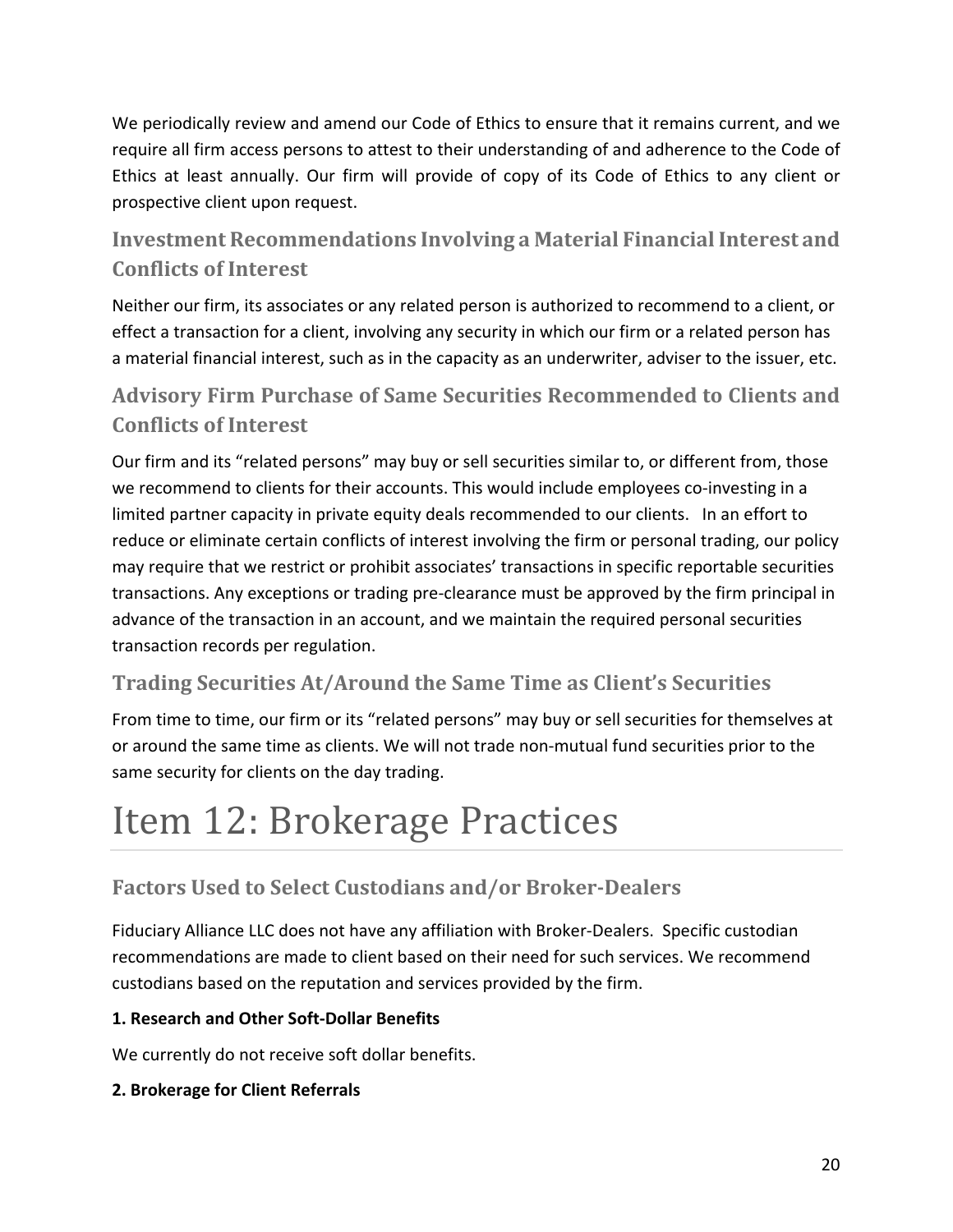We periodically review and amend our Code of Ethics to ensure that it remains current, and we require all firm access persons to attest to their understanding of and adherence to the Code of Ethics at least annually. Our firm will provide of copy of its Code of Ethics to any client or prospective client upon request.

## Investment Recommendations Involving a Material Financial Interest and Conflicts of Interest

Neither our firm, its associates or any related person is authorized to recommend to a client, or effect a transaction for a client, involving any security in which our firm or a related person has a material financial interest, such as in the capacity as an underwriter, adviser to the issuer, etc.

## Advisory Firm Purchase of Same Securities Recommended to Clients and Conflicts of Interest

Our firm and its "related persons" may buy or sell securities similar to, or different from, those we recommend to clients for their accounts. This would include employees co-investing in a limited partner capacity in private equity deals recommended to our clients. In an effort to reduce or eliminate certain conflicts of interest involving the firm or personal trading, our policy may require that we restrict or prohibit associates' transactions in specific reportable securities transactions. Any exceptions or trading pre-clearance must be approved by the firm principal in advance of the transaction in an account, and we maintain the required personal securities transaction records per regulation.

## Trading Securities At/Around the Same Time as Client's Securities

From time to time, our firm or its "related persons" may buy or sell securities for themselves at or around the same time as clients. We will not trade non-mutual fund securities prior to the same security for clients on the day trading.

# Item 12: Brokerage Practices

## Factors Used to Select Custodians and/or Broker-Dealers

Fiduciary Alliance LLC does not have any affiliation with Broker-Dealers. Specific custodian recommendations are made to client based on their need for such services. We recommend custodians based on the reputation and services provided by the firm.

**1. Research and Other Soft-Dollar Benefits**

We currently do not receive soft dollar benefits.

**2. Brokerage for Client Referrals**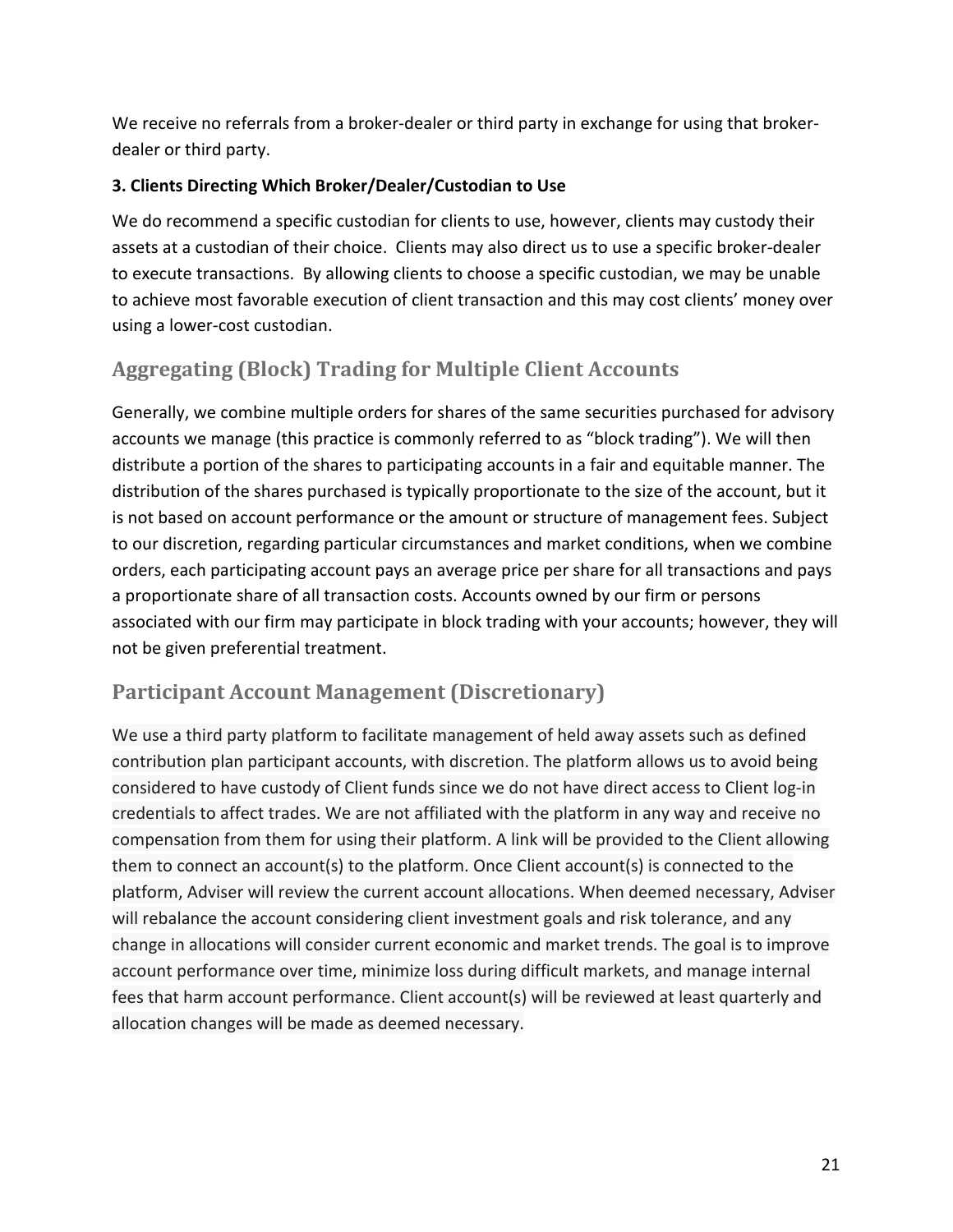We receive no referrals from a broker-dealer or third party in exchange for using that broker-dealer or third party.

**3. Clients Directing Which Broker/Dealer/Custodian to Use**

We do recommend a specific custodian for clients to use, however, clients may custody their assets at a custodian of their choice. Clients may also direct us to use a specific broker-dealer to execute transactions. By allowing clients to choose a specific custodian, we may be unable to achieve most favorable execution of client transaction and this may cost clients' money over using a lower-cost custodian.

## Aggregating (Block) Trading for Multiple Client Accounts

Generally, we combine multiple orders for shares of the same securities purchased for advisory accounts we manage (this practice is commonly referred to as "block trading"). We will then distribute a portion of the shares to participating accounts in a fair and equitable manner. The distribution of the shares purchased is typically proportionate to the size of the account, but it is not based on account performance or the amount or structure of management fees. Subject to our discretion, regarding particular circumstances and market conditions, when we combine orders, each participating account pays an average price per share for all transactions and pays a proportionate share of all transaction costs. Accounts owned by our firm or persons associated with our firm may participate in block trading with your accounts; however, they will not be given preferential treatment.

## Participant Account Management (Discretionary)

We use a third party platform to facilitate management of held away assets such as defined contribution plan participant accounts, with discretion. The platform allows us to avoid being considered to have custody of Client funds since we do not have direct access to Client log-in credentials to affect trades. We are not affiliated with the platform in any way and receive no compensation from them for using their platform. A link will be provided to the Client allowing them to connect an account(s) to the platform. Once Client account(s) is connected to the platform, Adviser will review the current account allocations. When deemed necessary, Adviser will rebalance the account considering client investment goals and risk tolerance, and any change in allocations will consider current economic and market trends. The goal is to improve account performance over time, minimize loss during difficult markets, and manage internal fees that harm account performance. Client account(s) will be reviewed at least quarterly and allocation changes will be made as deemed necessary.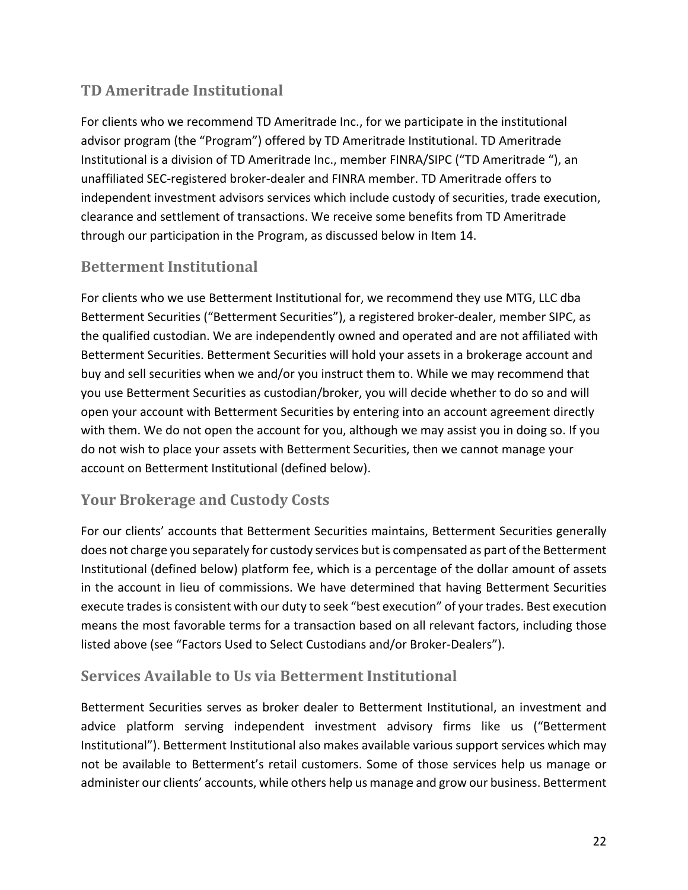## TD Ameritrade Institutional

For clients who we recommend TD Ameritrade Inc., for we participate in the institutional advisor program (the "Program") offered by TD Ameritrade Institutional. TD Ameritrade Institutional is a division of TD Ameritrade Inc., member FINRA/SIPC ("TD Ameritrade "), an unaffiliated SEC-registered broker-dealer and FINRA member. TD Ameritrade offers to independent investment advisors services which include custody of securities, trade execution, clearance and settlement of transactions. We receive some benefits from TD Ameritrade through our participation in the Program, as discussed below in Item 14.

## Betterment Institutional

For clients who we use Betterment Institutional for, we recommend they use MTG, LLC dba Betterment Securities ("Betterment Securities"), a registered broker-dealer, member SIPC, as the qualified custodian. We are independently owned and operated and are not affiliated with Betterment Securities. Betterment Securities will hold your assets in a brokerage account and buy and sell securities when we and/or you instruct them to. While we may recommend that you use Betterment Securities as custodian/broker, you will decide whether to do so and will open your account with Betterment Securities by entering into an account agreement directly with them. We do not open the account for you, although we may assist you in doing so. If you do not wish to place your assets with Betterment Securities, then we cannot manage your account on Betterment Institutional (defined below).

## Your Brokerage and Custody Costs

For our clients' accounts that Betterment Securities maintains, Betterment Securities generally does not charge you separately for custody services but is compensated as part of the Betterment Institutional (defined below) platform fee, which is a percentage of the dollar amount of assets in the account in lieu of commissions. We have determined that having Betterment Securities execute trades is consistent with our duty to seek "best execution" of your trades. Best execution means the most favorable terms for a transaction based on all relevant factors, including those listed above (see "Factors Used to Select Custodians and/or Broker-Dealers").

## Services Available to Us via Betterment Institutional

Betterment Securities serves as broker dealer to Betterment Institutional, an investment and advice platform serving independent investment advisory firms like us ("Betterment Institutional"). Betterment Institutional also makes available various support services which may not be available to Betterment's retail customers. Some of those services help us manage or administer our clients' accounts, while others help us manage and grow our business. Betterment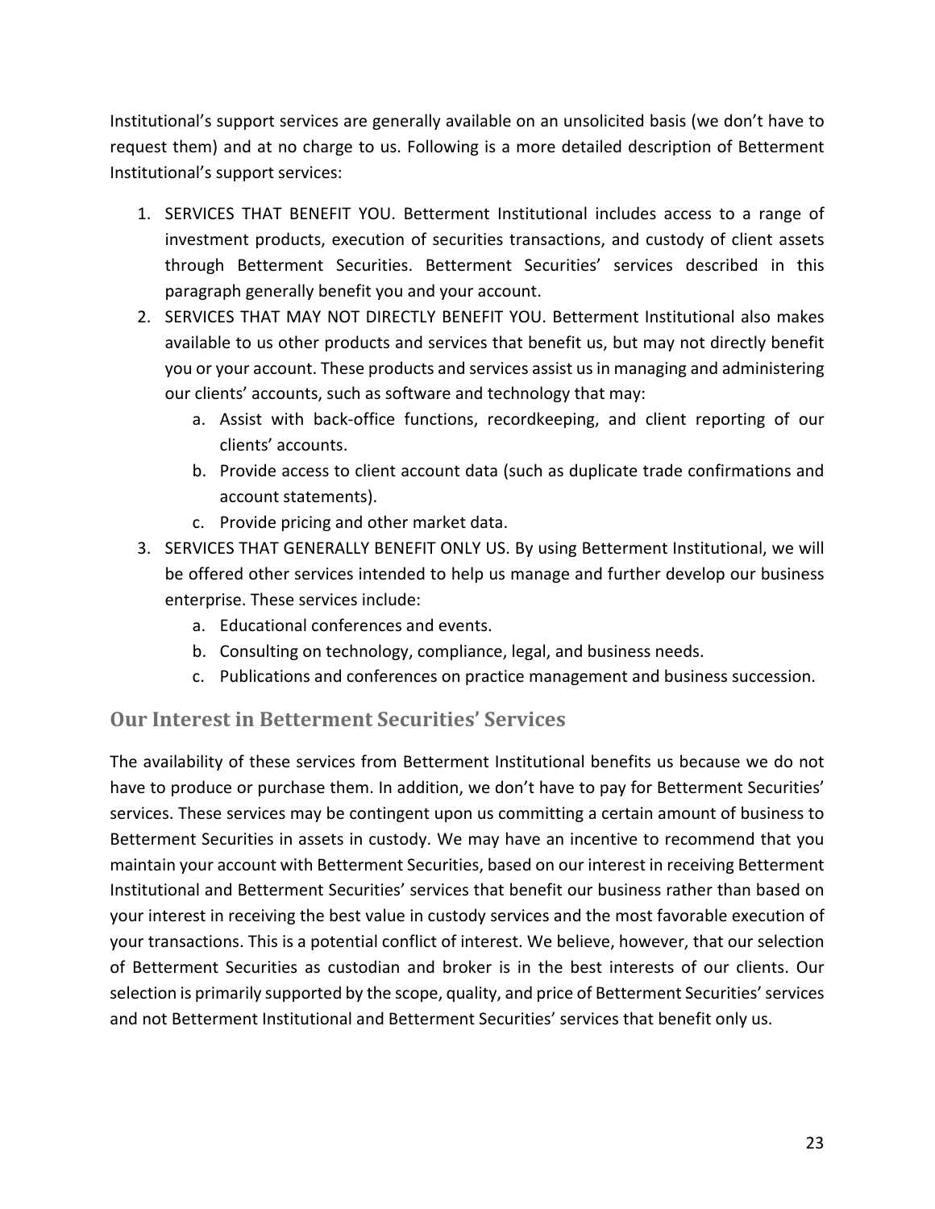Institutional's support services are generally available on an unsolicited basis (we don't have to request them) and at no charge to us. Following is a more detailed description of Betterment Institutional's support services:

1. SERVICES THAT BENEFIT YOU. Betterment Institutional includes access to a range of investment products, execution of securities transactions, and custody of client assets through Betterment Securities. Betterment Securities' services described in this paragraph generally benefit you and your account.
2. SERVICES THAT MAY NOT DIRECTLY BENEFIT YOU. Betterment Institutional also makes available to us other products and services that benefit us, but may not directly benefit you or your account. These products and services assist us in managing and administering our clients' accounts, such as software and technology that may:
    a. Assist with back-office functions, recordkeeping, and client reporting of our clients' accounts.
    b. Provide access to client account data (such as duplicate trade confirmations and account statements).
    c. Provide pricing and other market data.
3. SERVICES THAT GENERALLY BENEFIT ONLY US. By using Betterment Institutional, we will be offered other services intended to help us manage and further develop our business enterprise. These services include:
    a. Educational conferences and events.
    b. Consulting on technology, compliance, legal, and business needs.
    c. Publications and conferences on practice management and business succession.

## Our Interest in Betterment Securities' Services

The availability of these services from Betterment Institutional benefits us because we do not have to produce or purchase them. In addition, we don't have to pay for Betterment Securities' services. These services may be contingent upon us committing a certain amount of business to Betterment Securities in assets in custody. We may have an incentive to recommend that you maintain your account with Betterment Securities, based on our interest in receiving Betterment Institutional and Betterment Securities' services that benefit our business rather than based on your interest in receiving the best value in custody services and the most favorable execution of your transactions. This is a potential conflict of interest. We believe, however, that our selection of Betterment Securities as custodian and broker is in the best interests of our clients. Our selection is primarily supported by the scope, quality, and price of Betterment Securities' services and not Betterment Institutional and Betterment Securities' services that benefit only us.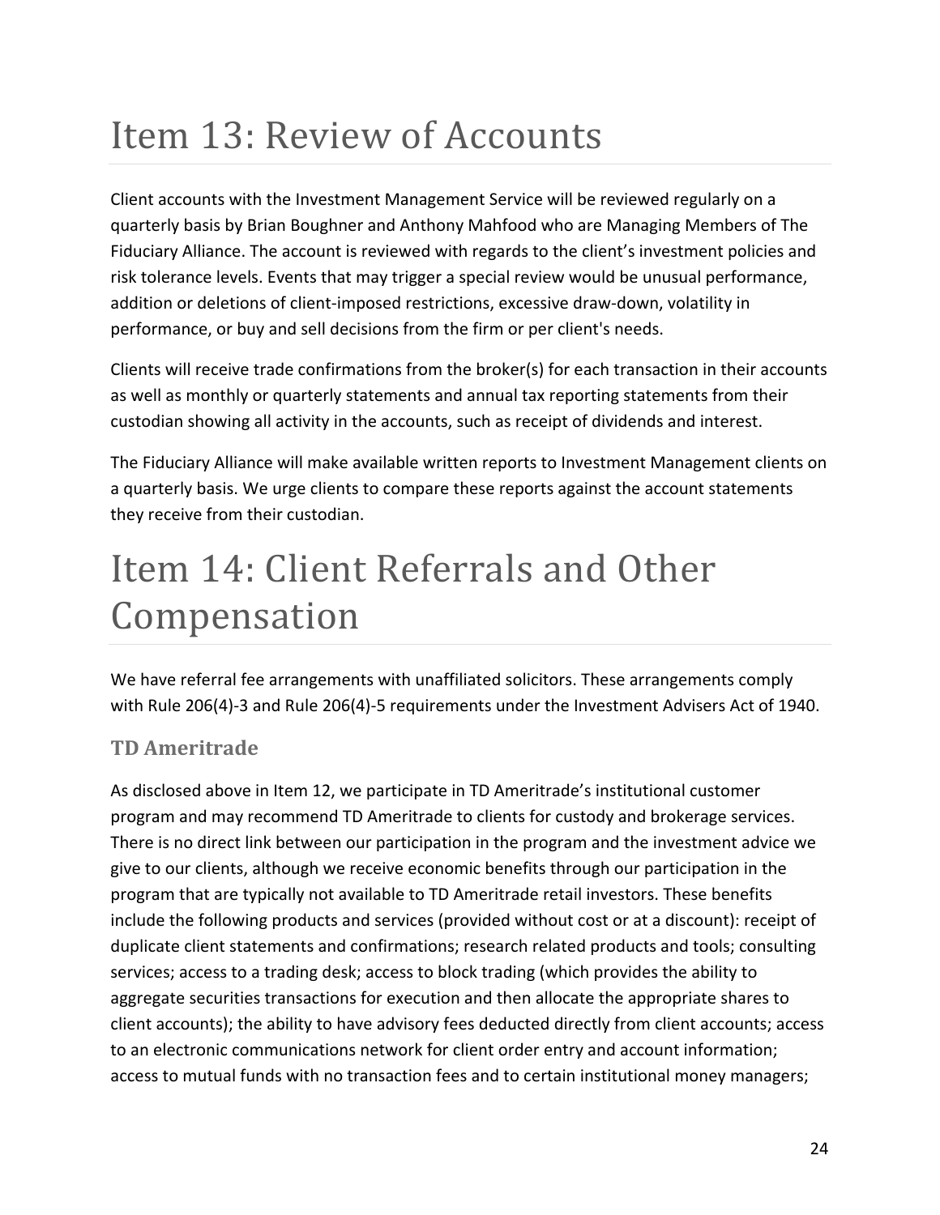# Item 13: Review of Accounts

Client accounts with the Investment Management Service will be reviewed regularly on a quarterly basis by Brian Boughner and Anthony Mahfood who are Managing Members of The Fiduciary Alliance. The account is reviewed with regards to the client's investment policies and risk tolerance levels. Events that may trigger a special review would be unusual performance, addition or deletions of client-imposed restrictions, excessive draw-down, volatility in performance, or buy and sell decisions from the firm or per client's needs.

Clients will receive trade confirmations from the broker(s) for each transaction in their accounts as well as monthly or quarterly statements and annual tax reporting statements from their custodian showing all activity in the accounts, such as receipt of dividends and interest.

The Fiduciary Alliance will make available written reports to Investment Management clients on a quarterly basis. We urge clients to compare these reports against the account statements they receive from their custodian.

# Item 14: Client Referrals and Other Compensation

We have referral fee arrangements with unaffiliated solicitors. These arrangements comply with Rule 206(4)-3 and Rule 206(4)-5 requirements under the Investment Advisers Act of 1940.

### TD Ameritrade

As disclosed above in Item 12, we participate in TD Ameritrade's institutional customer program and may recommend TD Ameritrade to clients for custody and brokerage services. There is no direct link between our participation in the program and the investment advice we give to our clients, although we receive economic benefits through our participation in the program that are typically not available to TD Ameritrade retail investors. These benefits include the following products and services (provided without cost or at a discount): receipt of duplicate client statements and confirmations; research related products and tools; consulting services; access to a trading desk; access to block trading (which provides the ability to aggregate securities transactions for execution and then allocate the appropriate shares to client accounts); the ability to have advisory fees deducted directly from client accounts; access to an electronic communications network for client order entry and account information; access to mutual funds with no transaction fees and to certain institutional money managers;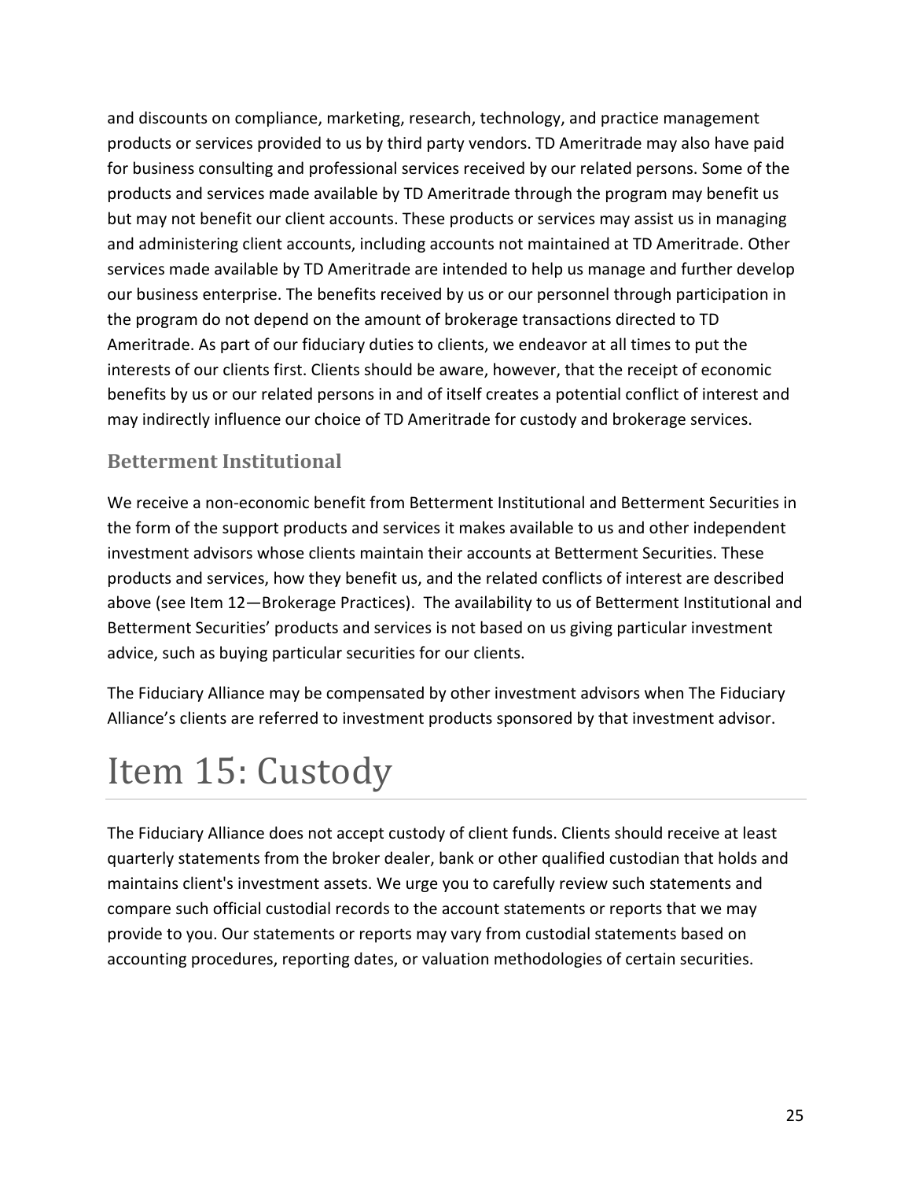and discounts on compliance, marketing, research, technology, and practice management products or services provided to us by third party vendors. TD Ameritrade may also have paid for business consulting and professional services received by our related persons. Some of the products and services made available by TD Ameritrade through the program may benefit us but may not benefit our client accounts. These products or services may assist us in managing and administering client accounts, including accounts not maintained at TD Ameritrade. Other services made available by TD Ameritrade are intended to help us manage and further develop our business enterprise. The benefits received by us or our personnel through participation in the program do not depend on the amount of brokerage transactions directed to TD Ameritrade. As part of our fiduciary duties to clients, we endeavor at all times to put the interests of our clients first. Clients should be aware, however, that the receipt of economic benefits by us or our related persons in and of itself creates a potential conflict of interest and may indirectly influence our choice of TD Ameritrade for custody and brokerage services.

## Betterment Institutional

We receive a non-economic benefit from Betterment Institutional and Betterment Securities in the form of the support products and services it makes available to us and other independent investment advisors whose clients maintain their accounts at Betterment Securities. These products and services, how they benefit us, and the related conflicts of interest are described above (see Item 12—Brokerage Practices). The availability to us of Betterment Institutional and Betterment Securities' products and services is not based on us giving particular investment advice, such as buying particular securities for our clients.

The Fiduciary Alliance may be compensated by other investment advisors when The Fiduciary Alliance's clients are referred to investment products sponsored by that investment advisor.

# Item 15: Custody

The Fiduciary Alliance does not accept custody of client funds. Clients should receive at least quarterly statements from the broker dealer, bank or other qualified custodian that holds and maintains client's investment assets. We urge you to carefully review such statements and compare such official custodial records to the account statements or reports that we may provide to you. Our statements or reports may vary from custodial statements based on accounting procedures, reporting dates, or valuation methodologies of certain securities.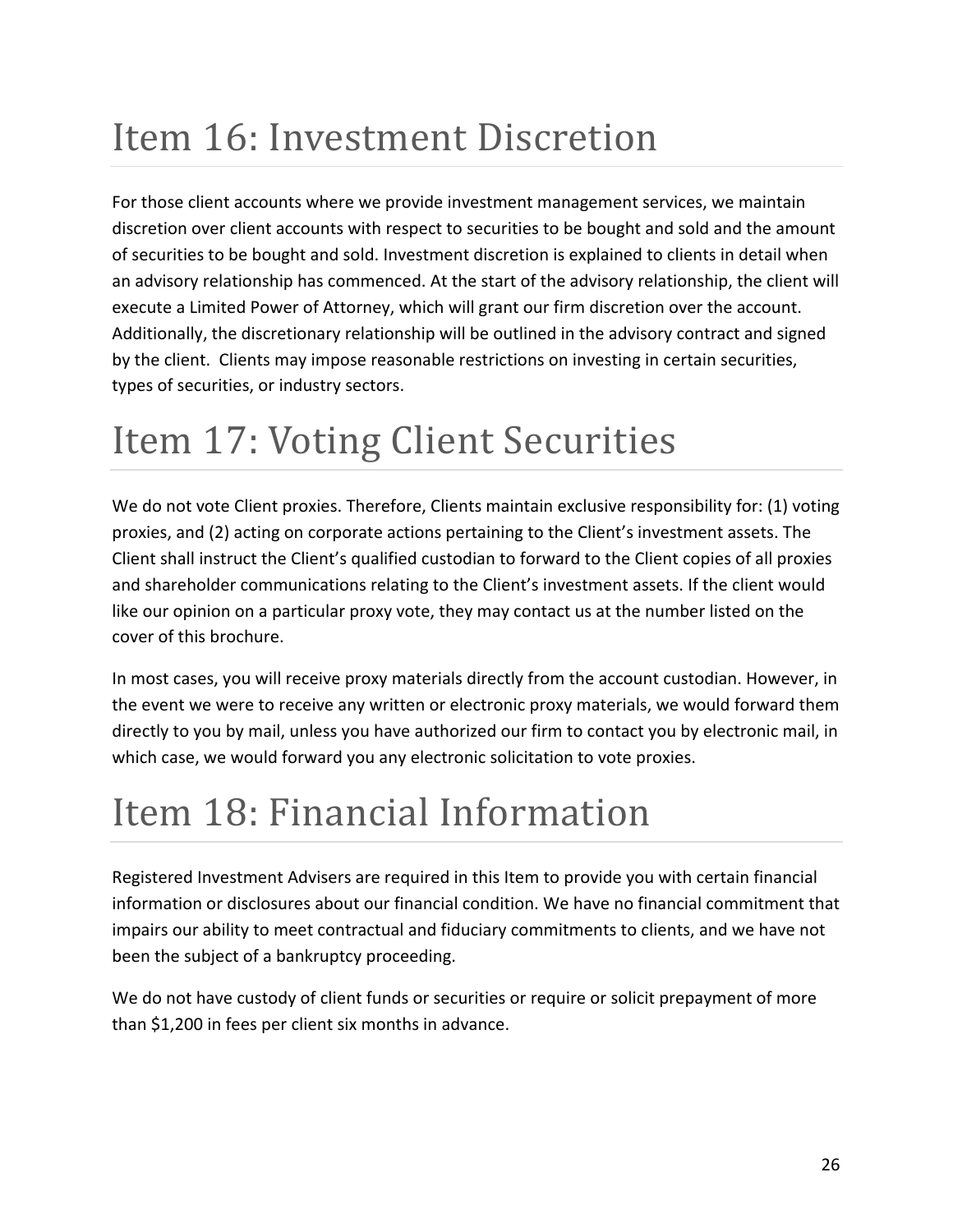# Item 16: Investment Discretion

For those client accounts where we provide investment management services, we maintain discretion over client accounts with respect to securities to be bought and sold and the amount of securities to be bought and sold. Investment discretion is explained to clients in detail when an advisory relationship has commenced. At the start of the advisory relationship, the client will execute a Limited Power of Attorney, which will grant our firm discretion over the account. Additionally, the discretionary relationship will be outlined in the advisory contract and signed by the client. Clients may impose reasonable restrictions on investing in certain securities, types of securities, or industry sectors.

# Item 17: Voting Client Securities

We do not vote Client proxies. Therefore, Clients maintain exclusive responsibility for: (1) voting proxies, and (2) acting on corporate actions pertaining to the Client's investment assets. The Client shall instruct the Client's qualified custodian to forward to the Client copies of all proxies and shareholder communications relating to the Client's investment assets. If the client would like our opinion on a particular proxy vote, they may contact us at the number listed on the cover of this brochure.

In most cases, you will receive proxy materials directly from the account custodian. However, in the event we were to receive any written or electronic proxy materials, we would forward them directly to you by mail, unless you have authorized our firm to contact you by electronic mail, in which case, we would forward you any electronic solicitation to vote proxies.

# Item 18: Financial Information

Registered Investment Advisers are required in this Item to provide you with certain financial information or disclosures about our financial condition. We have no financial commitment that impairs our ability to meet contractual and fiduciary commitments to clients, and we have not been the subject of a bankruptcy proceeding.

We do not have custody of client funds or securities or require or solicit prepayment of more than $1,200 in fees per client six months in advance.